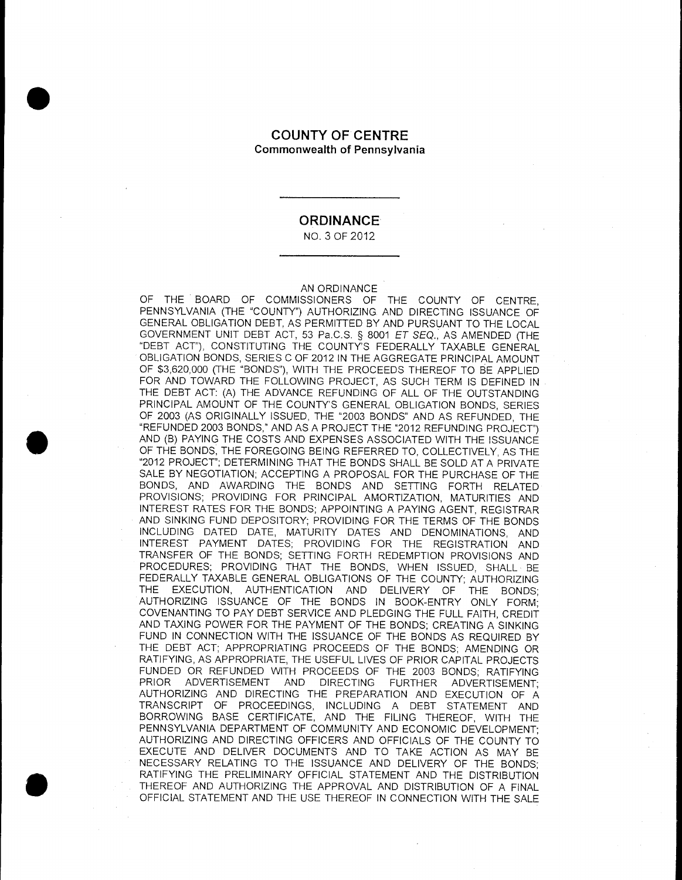# COUNTY OF CENTRE

**Commonwealth of Pennsylvania**

## ORDINANCE

NO. 3 OF 2012

AN ORDINANCE

OF THE BOARD OF COMMISSIONERS OF THE COUNTY OF CENTRE, PENNSYLVANIA (THE "COUNTY") AUTHORIZING AND DIRECTING ISSUANCE OF GENERAL OBLIGATION DEBT, AS PERMITTED BY AND PURSUANT TO THE LOCAL GOVERNMENT UNIT DEBT ACT, 53 Pa.C.S. § 8001 *ET SEQ.*, AS AMENDED (THE "DEBT ACT"), CONSTITUTING THE COUNTY'S FEDERALLY TAXABLE GENERAL OBLIGATION BONDS, SERIES C OF 2012 IN THE AGGREGATE PRINCIPAL AMOUNT OF $3,620,000 (THE "BONDS"), WITH THE PROCEEDS THEREOF TO BE APPLIED FOR AND TOWARD THE FOLLOWING PROJECT, AS SUCH TERM IS DEFINED IN THE DEBT ACT: (A) THE ADVANCE REFUNDING OF ALL OF THE OUTSTANDING PRINCIPAL AMOUNT OF THE COUNTY'S GENERAL OBLIGATION BONDS, SERIES OF 2003 (AS ORIGINALLY ISSUED, THE "2003 BONDS" AND AS REFUNDED, THE "REFUNDED 2003 BONDS," AND AS A PROJECT THE "2012 REFUNDING PROJECT") AND (B) PAYING THE COSTS AND EXPENSES ASSOCIATED WITH THE ISSUANCE OF THE BONDS, THE FOREGOING BEING REFERRED TO, COLLECTIVELY, AS THE "2012 PROJECT"; DETERMINING THAT THE BONDS SHALL BE SOLD AT A PRIVATE SALE BY NEGOTIATION; ACCEPTING A PROPOSAL FOR THE PURCHASE OF THE BONDS, AND AWARDING THE BONDS AND SETTING FORTH RELATED PROVISIONS; PROVIDING FOR PRINCIPAL AMORTIZATION, MATURITIES AND INTEREST RATES FOR THE BONDS; APPOINTING A PAYING AGENT, REGISTRAR AND SINKING FUND DEPOSITORY; PROVIDING FOR THE TERMS OF THE BONDS INCLUDING DATED DATE, MATURITY DATES AND DENOMINATIONS, AND INTEREST PAYMENT DATES; PROVIDING FOR THE REGISTRATION AND TRANSFER OF THE BONDS; SETTING FORTH REDEMPTION PROVISIONS AND PROCEDURES; PROVIDING THAT THE BONDS, WHEN ISSUED, SHALL BE FEDERALLY TAXABLE GENERAL OBLIGATIONS OF THE COUNTY; AUTHORIZING THE EXECUTION, AUTHENTICATION AND DELIVERY OF THE BONDS; AUTHORIZING ISSUANCE OF THE BONDS IN BOOK-ENTRY ONLY FORM; COVENANTING TO PAY DEBT SERVICE AND PLEDGING THE FULL FAITH, CREDIT AND TAXING POWER FOR THE PAYMENT OF THE BONDS; CREATING A SINKING FUND IN CONNECTION WITH THE ISSUANCE OF THE BONDS AS REQUIRED BY THE DEBT ACT; APPROPRIATING PROCEEDS OF THE BONDS; AMENDING OR RATIFYING, AS APPROPRIATE, THE USEFUL LIVES OF PRIOR CAPITAL PROJECTS FUNDED OR REFUNDED WITH PROCEEDS OF THE 2003 BONDS; RATIFYING PRIOR ADVERTISEMENT AND DIRECTING FURTHER ADVERTISEMENT; AUTHORIZING AND DIRECTING THE PREPARATION AND EXECUTION OF A TRANSCRIPT OF PROCEEDINGS, INCLUDING A DEBT STATEMENT AND BORROWING BASE CERTIFICATE, AND THE FILING THEREOF, WITH THE PENNSYLVANIA DEPARTMENT OF COMMUNITY AND ECONOMIC DEVELOPMENT; AUTHORIZING AND DIRECTING OFFICERS AND OFFICIALS OF THE COUNTY TO EXECUTE AND DELIVER DOCUMENTS AND TO TAKE ACTION AS MAY BE NECESSARY RELATING TO THE ISSUANCE AND DELIVERY OF THE BONDS; RATIFYING THE PRELIMINARY OFFICIAL STATEMENT AND THE DISTRIBUTION THEREOF AND AUTHORIZING THE APPROVAL AND DISTRIBUTION OF A FINAL OFFICIAL STATEMENT AND THE USE THEREOF IN CONNECTION WITH THE SALE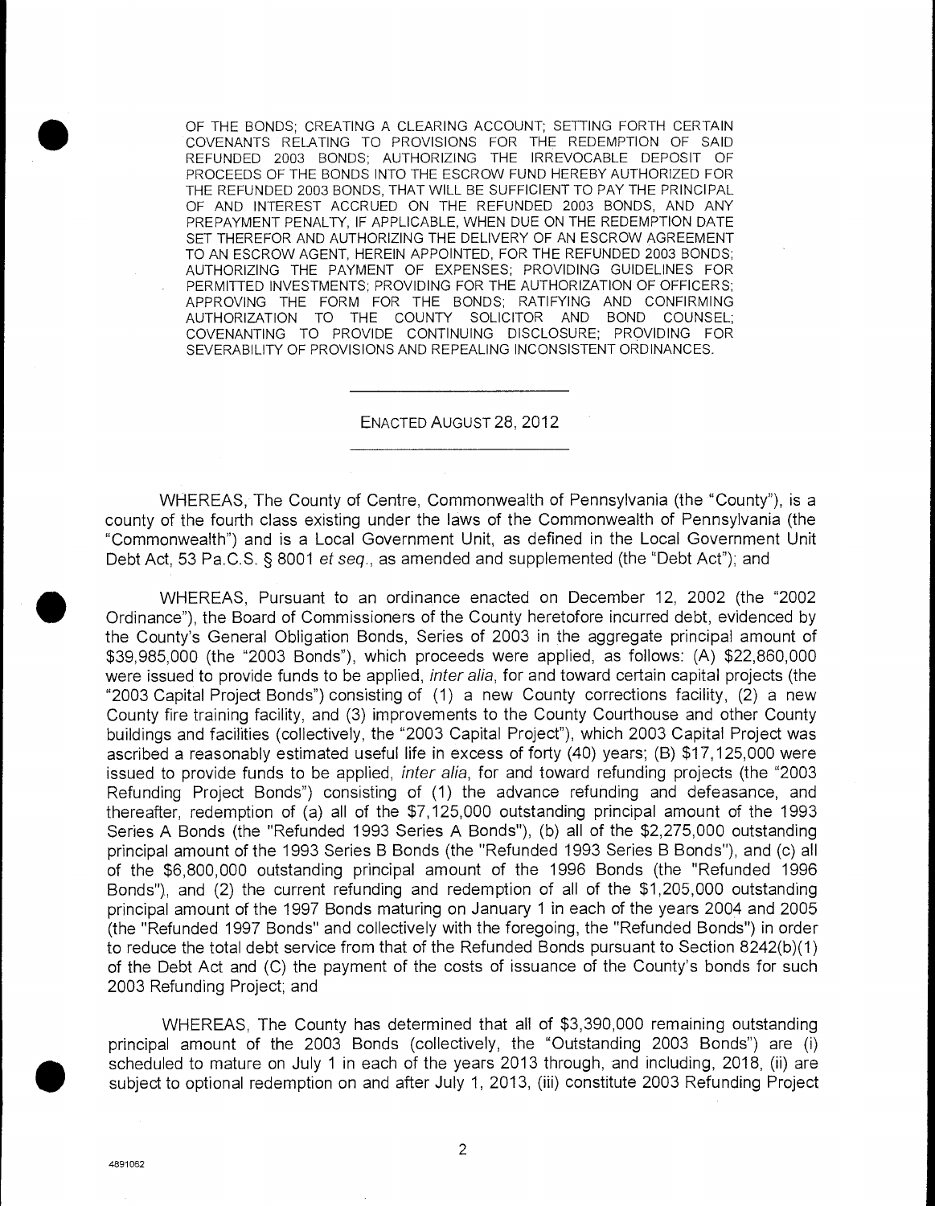OF THE BONDS; CREATING A CLEARING ACCOUNT; SETTING FORTH CERTAIN COVENANTS RELATING TO PROVISIONS FOR THE REDEMPTION OF SAID REFUNDED 2003 BONDS; AUTHORIZING THE IRREVOCABLE DEPOSIT OF PROCEEDS OF THE BONDS INTO THE ESCROW FUND HEREBY AUTHORIZED FOR THE REFUNDED 2003 BONDS, THAT WILL BE SUFFICIENT TO PAY THE PRINCIPAL OF AND INTEREST ACCRUED ON THE REFUNDED 2003 BONDS, AND ANY PREPAYMENT PENALTY, IF APPLICABLE, WHEN DUE ON THE REDEMPTION DATE SET THEREFOR AND AUTHORIZING THE DELIVERY OF AN ESCROW AGREEMENT TO AN ESCROW AGENT, HEREIN APPOINTED, FOR THE REFUNDED 2003 BONDS; AUTHORIZING THE PAYMENT OF EXPENSES; PROVIDING GUIDELINES FOR PERMITTED INVESTMENTS; PROVIDING FOR THE AUTHORIZATION OF OFFICERS; APPROVING THE FORM FOR THE BONDS; RATIFYING AND CONFIRMING AUTHORIZATION TO THE COUNTY SOLICITOR AND BOND COUNSEL; COVENANTING TO PROVIDE CONTINUING DISCLOSURE; PROVIDING FOR SEVERABILITY OF PROVISIONS AND REPEALING INCONSISTENT ORDINANCES.

---

ENACTED AUGUST 28, 2012

---

WHEREAS, The County of Centre, Commonwealth of Pennsylvania (the "County"), is a county of the fourth class existing under the laws of the Commonwealth of Pennsylvania (the "Commonwealth") and is a Local Government Unit, as defined in the Local Government Unit Debt Act, 53 Pa.C.S. § 8001 *et seq.*, as amended and supplemented (the "Debt Act"); and

WHEREAS, Pursuant to an ordinance enacted on December 12, 2002 (the "2002 Ordinance"), the Board of Commissioners of the County heretofore incurred debt, evidenced by the County's General Obligation Bonds, Series of 2003 in the aggregate principal amount of $39,985,000 (the "2003 Bonds"), which proceeds were applied, as follows: (A) $22,860,000 were issued to provide funds to be applied, *inter alia*, for and toward certain capital projects (the "2003 Capital Project Bonds") consisting of (1) a new County corrections facility, (2) a new County fire training facility, and (3) improvements to the County Courthouse and other County buildings and facilities (collectively, the "2003 Capital Project"), which 2003 Capital Project was ascribed a reasonably estimated useful life in excess of forty (40) years; (B) $17,125,000 were issued to provide funds to be applied, *inter alia*, for and toward refunding projects (the "2003 Refunding Project Bonds") consisting of (1) the advance refunding and defeasance, and thereafter, redemption of (a) all of the $7,125,000 outstanding principal amount of the 1993 Series A Bonds (the "Refunded 1993 Series A Bonds"), (b) all of the $2,275,000 outstanding principal amount of the 1993 Series B Bonds (the "Refunded 1993 Series B Bonds"), and (c) all of the $6,800,000 outstanding principal amount of the 1996 Bonds (the "Refunded 1996 Bonds"), and (2) the current refunding and redemption of all of the $1,205,000 outstanding principal amount of the 1997 Bonds maturing on January 1 in each of the years 2004 and 2005 (the "Refunded 1997 Bonds" and collectively with the foregoing, the "Refunded Bonds") in order to reduce the total debt service from that of the Refunded Bonds pursuant to Section 8242(b)(1) of the Debt Act and (C) the payment of the costs of issuance of the County's bonds for such 2003 Refunding Project; and

WHEREAS, The County has determined that all of $3,390,000 remaining outstanding principal amount of the 2003 Bonds (collectively, the "Outstanding 2003 Bonds") are (i) scheduled to mature on July 1 in each of the years 2013 through, and including, 2018, (ii) are subject to optional redemption on and after July 1, 2013, (iii) constitute 2003 Refunding Project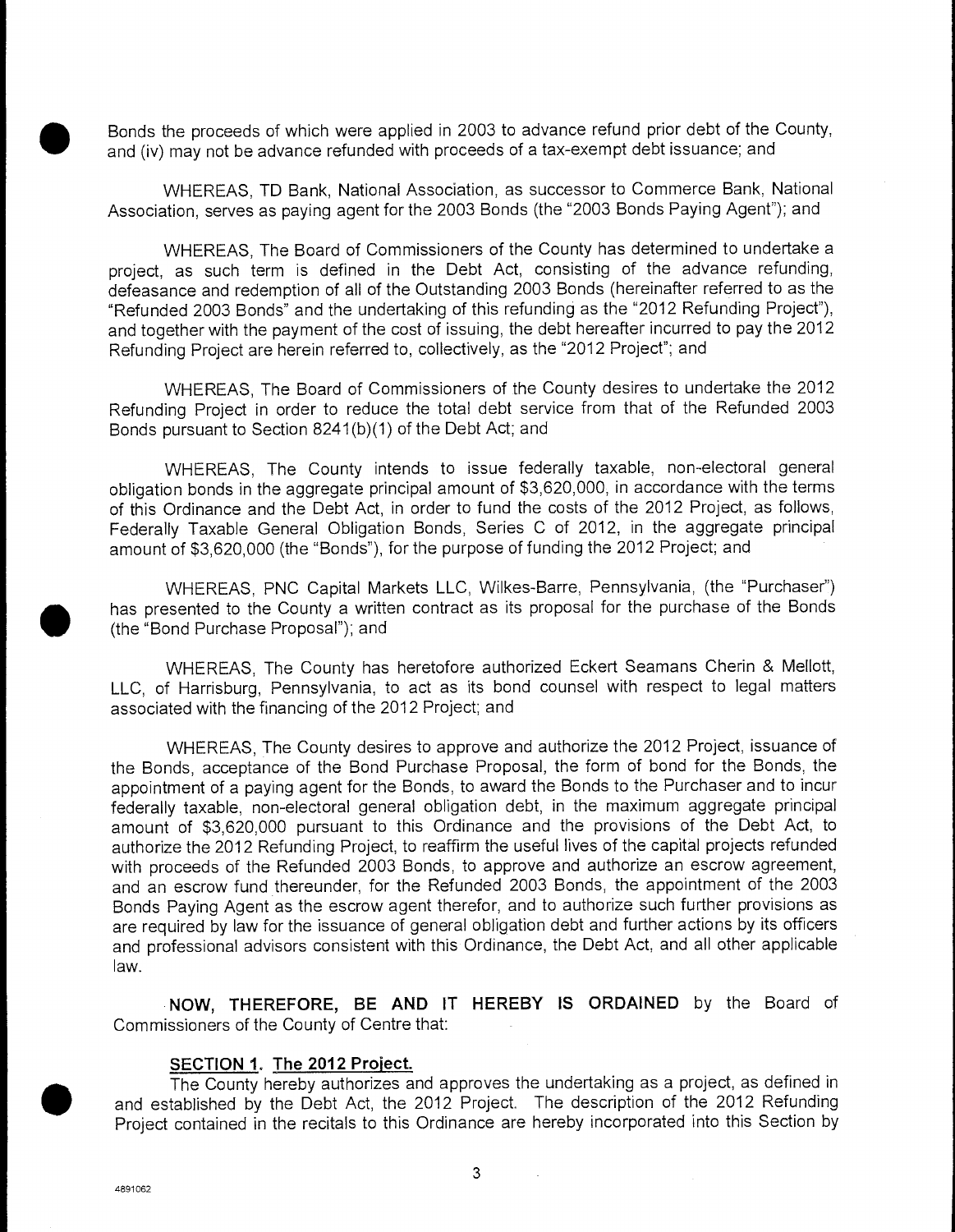Bonds the proceeds of which were applied in 2003 to advance refund prior debt of the County, and (iv) may not be advance refunded with proceeds of a tax-exempt debt issuance; and

WHEREAS, TD Bank, National Association, as successor to Commerce Bank, National Association, serves as paying agent for the 2003 Bonds (the "2003 Bonds Paying Agent"); and

WHEREAS, The Board of Commissioners of the County has determined to undertake a project, as such term is defined in the Debt Act, consisting of the advance refunding, defeasance and redemption of all of the Outstanding 2003 Bonds (hereinafter referred to as the "Refunded 2003 Bonds" and the undertaking of this refunding as the "2012 Refunding Project"), and together with the payment of the cost of issuing, the debt hereafter incurred to pay the 2012 Refunding Project are herein referred to, collectively, as the "2012 Project"; and

WHEREAS, The Board of Commissioners of the County desires to undertake the 2012 Refunding Project in order to reduce the total debt service from that of the Refunded 2003 Bonds pursuant to Section 8241(b)(1) of the Debt Act; and

WHEREAS, The County intends to issue federally taxable, non-electoral general obligation bonds in the aggregate principal amount of $3,620,000, in accordance with the terms of this Ordinance and the Debt Act, in order to fund the costs of the 2012 Project, as follows, Federally Taxable General Obligation Bonds, Series C of 2012, in the aggregate principal amount of $3,620,000 (the "Bonds"), for the purpose of funding the 2012 Project; and

WHEREAS, PNC Capital Markets LLC, Wilkes-Barre, Pennsylvania, (the "Purchaser") has presented to the County a written contract as its proposal for the purchase of the Bonds (the "Bond Purchase Proposal"); and

WHEREAS, The County has heretofore authorized Eckert Seamans Cherin & Mellott, LLC, of Harrisburg, Pennsylvania, to act as its bond counsel with respect to legal matters associated with the financing of the 2012 Project; and

WHEREAS, The County desires to approve and authorize the 2012 Project, issuance of the Bonds, acceptance of the Bond Purchase Proposal, the form of bond for the Bonds, the appointment of a paying agent for the Bonds, to award the Bonds to the Purchaser and to incur federally taxable, non-electoral general obligation debt, in the maximum aggregate principal amount of $3,620,000 pursuant to this Ordinance and the provisions of the Debt Act, to authorize the 2012 Refunding Project, to reaffirm the useful lives of the capital projects refunded with proceeds of the Refunded 2003 Bonds, to approve and authorize an escrow agreement, and an escrow fund thereunder, for the Refunded 2003 Bonds, the appointment of the 2003 Bonds Paying Agent as the escrow agent therefor, and to authorize such further provisions as are required by law for the issuance of general obligation debt and further actions by its officers and professional advisors consistent with this Ordinance, the Debt Act, and all other applicable law.

**NOW, THEREFORE, BE AND IT HEREBY IS ORDAINED** by the Board of Commissioners of the County of Centre that:

**SECTION 1. The 2012 Project.**

The County hereby authorizes and approves the undertaking as a project, as defined in and established by the Debt Act, the 2012 Project. The description of the 2012 Refunding Project contained in the recitals to this Ordinance are hereby incorporated into this Section by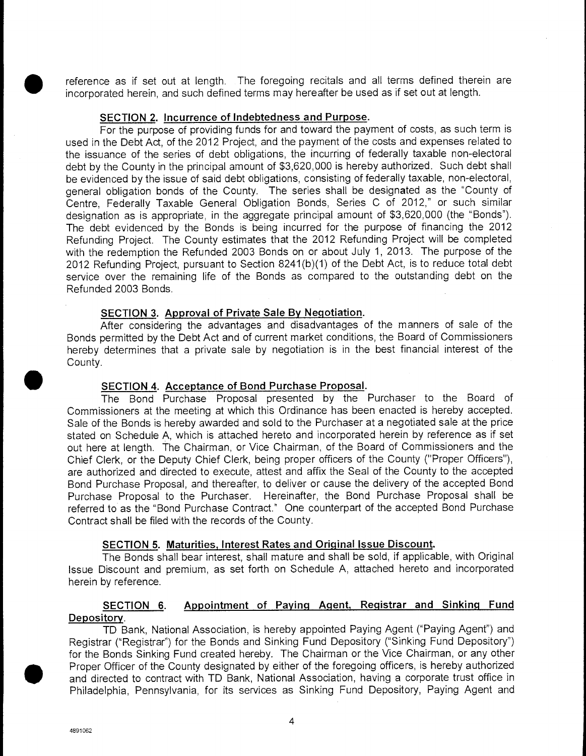reference as if set out at length. The foregoing recitals and all terms defined therein are incorporated herein, and such defined terms may hereafter be used as if set out at length.

**SECTION 2. Incurrence of Indebtedness and Purpose.**

For the purpose of providing funds for and toward the payment of costs, as such term is used in the Debt Act, of the 2012 Project, and the payment of the costs and expenses related to the issuance of the series of debt obligations, the incurring of federally taxable non-electoral debt by the County in the principal amount of $3,620,000 is hereby authorized. Such debt shall be evidenced by the issue of said debt obligations, consisting of federally taxable, non-electoral, general obligation bonds of the County. The series shall be designated as the "County of Centre, Federally Taxable General Obligation Bonds, Series C of 2012," or such similar designation as is appropriate, in the aggregate principal amount of $3,620,000 (the "Bonds"). The debt evidenced by the Bonds is being incurred for the purpose of financing the 2012 Refunding Project. The County estimates that the 2012 Refunding Project will be completed with the redemption the Refunded 2003 Bonds on or about July 1, 2013. The purpose of the 2012 Refunding Project, pursuant to Section 8241(b)(1) of the Debt Act, is to reduce total debt service over the remaining life of the Bonds as compared to the outstanding debt on the Refunded 2003 Bonds.

**SECTION 3. Approval of Private Sale By Negotiation.**

After considering the advantages and disadvantages of the manners of sale of the Bonds permitted by the Debt Act and of current market conditions, the Board of Commissioners hereby determines that a private sale by negotiation is in the best financial interest of the County.

**SECTION 4. Acceptance of Bond Purchase Proposal.**

The Bond Purchase Proposal presented by the Purchaser to the Board of Commissioners at the meeting at which this Ordinance has been enacted is hereby accepted. Sale of the Bonds is hereby awarded and sold to the Purchaser at a negotiated sale at the price stated on Schedule A, which is attached hereto and incorporated herein by reference as if set out here at length. The Chairman, or Vice Chairman, of the Board of Commissioners and the Chief Clerk, or the Deputy Chief Clerk, being proper officers of the County ("Proper Officers"), are authorized and directed to execute, attest and affix the Seal of the County to the accepted Bond Purchase Proposal, and thereafter, to deliver or cause the delivery of the accepted Bond Purchase Proposal to the Purchaser. Hereinafter, the Bond Purchase Proposal shall be referred to as the "Bond Purchase Contract." One counterpart of the accepted Bond Purchase Contract shall be filed with the records of the County.

**SECTION 5. Maturities, Interest Rates and Original Issue Discount.**

The Bonds shall bear interest, shall mature and shall be sold, if applicable, with Original Issue Discount and premium, as set forth on Schedule A, attached hereto and incorporated herein by reference.

**SECTION 6. Appointment of Paying Agent, Registrar and Sinking Fund Depository.**

TD Bank, National Association, is hereby appointed Paying Agent ("Paying Agent") and Registrar ("Registrar") for the Bonds and Sinking Fund Depository ("Sinking Fund Depository") for the Bonds Sinking Fund created hereby. The Chairman or the Vice Chairman, or any other Proper Officer of the County designated by either of the foregoing officers, is hereby authorized and directed to contract with TD Bank, National Association, having a corporate trust office in Philadelphia, Pennsylvania, for its services as Sinking Fund Depository, Paying Agent and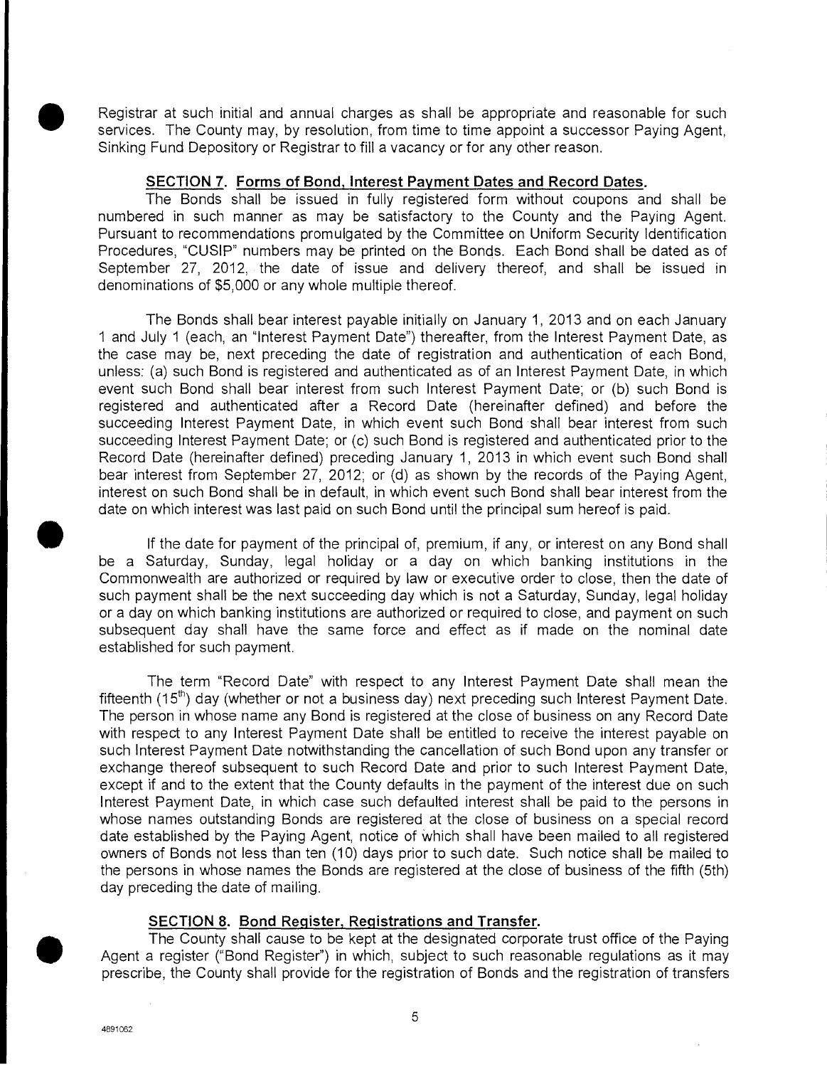Registrar at such initial and annual charges as shall be appropriate and reasonable for such services. The County may, by resolution, from time to time appoint a successor Paying Agent, Sinking Fund Depository or Registrar to fill a vacancy or for any other reason.

**SECTION 7. Forms of Bond, Interest Payment Dates and Record Dates.**

The Bonds shall be issued in fully registered form without coupons and shall be numbered in such manner as may be satisfactory to the County and the Paying Agent. Pursuant to recommendations promulgated by the Committee on Uniform Security Identification Procedures, "CUSIP" numbers may be printed on the Bonds. Each Bond shall be dated as of September 27, 2012, the date of issue and delivery thereof, and shall be issued in denominations of $5,000 or any whole multiple thereof.

The Bonds shall bear interest payable initially on January 1, 2013 and on each January 1 and July 1 (each, an "Interest Payment Date") thereafter, from the Interest Payment Date, as the case may be, next preceding the date of registration and authentication of each Bond, unless: (a) such Bond is registered and authenticated as of an Interest Payment Date, in which event such Bond shall bear interest from such Interest Payment Date; or (b) such Bond is registered and authenticated after a Record Date (hereinafter defined) and before the succeeding Interest Payment Date, in which event such Bond shall bear interest from such succeeding Interest Payment Date; or (c) such Bond is registered and authenticated prior to the Record Date (hereinafter defined) preceding January 1, 2013 in which event such Bond shall bear interest from September 27, 2012; or (d) as shown by the records of the Paying Agent, interest on such Bond shall be in default, in which event such Bond shall bear interest from the date on which interest was last paid on such Bond until the principal sum hereof is paid.

If the date for payment of the principal of, premium, if any, or interest on any Bond shall be a Saturday, Sunday, legal holiday or a day on which banking institutions in the Commonwealth are authorized or required by law or executive order to close, then the date of such payment shall be the next succeeding day which is not a Saturday, Sunday, legal holiday or a day on which banking institutions are authorized or required to close, and payment on such subsequent day shall have the same force and effect as if made on the nominal date established for such payment.

The term "Record Date" with respect to any Interest Payment Date shall mean the fifteenth (15th) day (whether or not a business day) next preceding such Interest Payment Date. The person in whose name any Bond is registered at the close of business on any Record Date with respect to any Interest Payment Date shall be entitled to receive the interest payable on such Interest Payment Date notwithstanding the cancellation of such Bond upon any transfer or exchange thereof subsequent to such Record Date and prior to such Interest Payment Date, except if and to the extent that the County defaults in the payment of the interest due on such Interest Payment Date, in which case such defaulted interest shall be paid to the persons in whose names outstanding Bonds are registered at the close of business on a special record date established by the Paying Agent, notice of which shall have been mailed to all registered owners of Bonds not less than ten (10) days prior to such date. Such notice shall be mailed to the persons in whose names the Bonds are registered at the close of business of the fifth (5th) day preceding the date of mailing.

**SECTION 8. Bond Register, Registrations and Transfer.**

The County shall cause to be kept at the designated corporate trust office of the Paying Agent a register ("Bond Register") in which, subject to such reasonable regulations as it may prescribe, the County shall provide for the registration of Bonds and the registration of transfers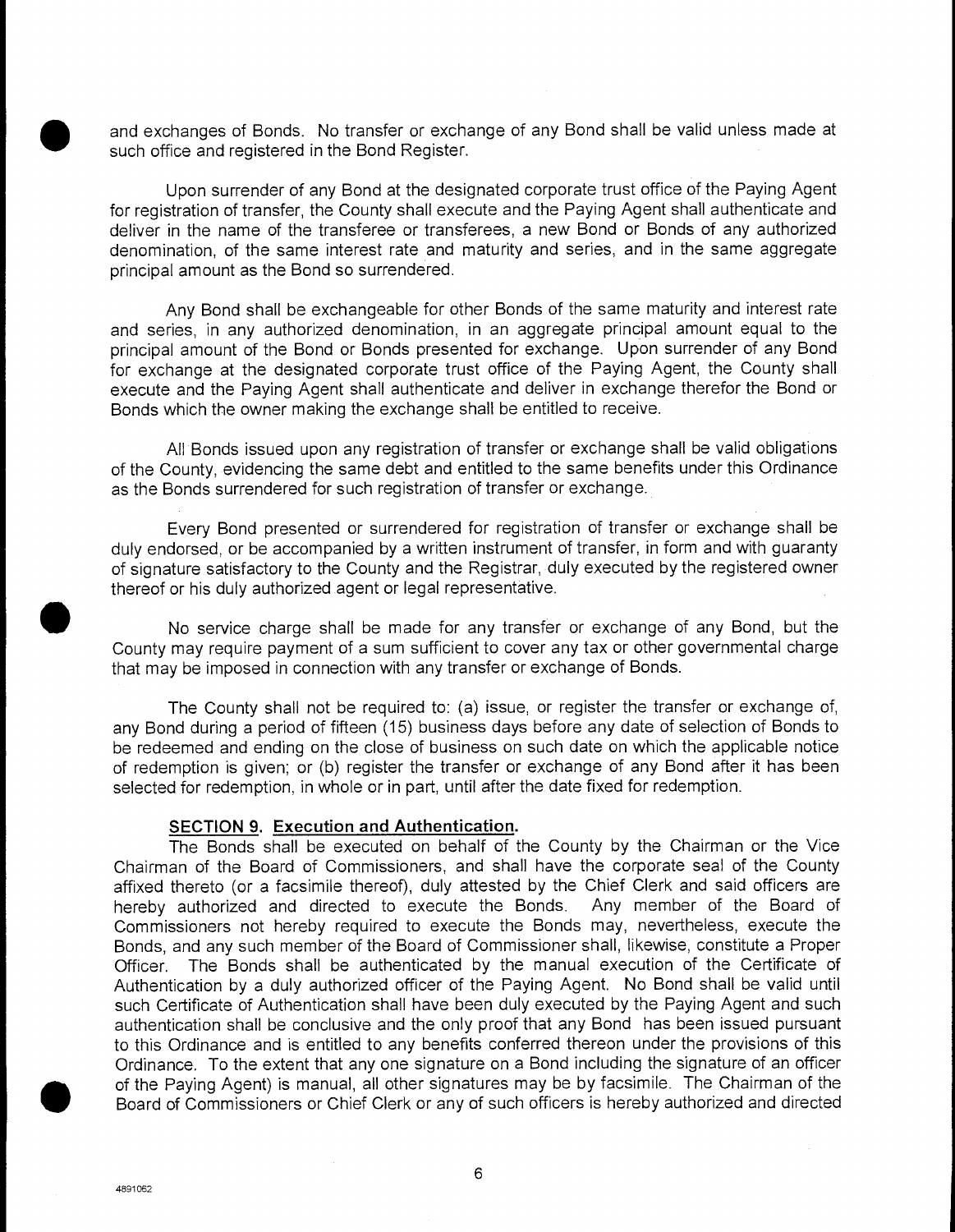and exchanges of Bonds. No transfer or exchange of any Bond shall be valid unless made at such office and registered in the Bond Register.

Upon surrender of any Bond at the designated corporate trust office of the Paying Agent for registration of transfer, the County shall execute and the Paying Agent shall authenticate and deliver in the name of the transferee or transferees, a new Bond or Bonds of any authorized denomination, of the same interest rate and maturity and series, and in the same aggregate principal amount as the Bond so surrendered.

Any Bond shall be exchangeable for other Bonds of the same maturity and interest rate and series, in any authorized denomination, in an aggregate principal amount equal to the principal amount of the Bond or Bonds presented for exchange. Upon surrender of any Bond for exchange at the designated corporate trust office of the Paying Agent, the County shall execute and the Paying Agent shall authenticate and deliver in exchange therefor the Bond or Bonds which the owner making the exchange shall be entitled to receive.

All Bonds issued upon any registration of transfer or exchange shall be valid obligations of the County, evidencing the same debt and entitled to the same benefits under this Ordinance as the Bonds surrendered for such registration of transfer or exchange.

Every Bond presented or surrendered for registration of transfer or exchange shall be duly endorsed, or be accompanied by a written instrument of transfer, in form and with guaranty of signature satisfactory to the County and the Registrar, duly executed by the registered owner thereof or his duly authorized agent or legal representative.

No service charge shall be made for any transfer or exchange of any Bond, but the County may require payment of a sum sufficient to cover any tax or other governmental charge that may be imposed in connection with any transfer or exchange of Bonds.

The County shall not be required to: (a) issue, or register the transfer or exchange of, any Bond during a period of fifteen (15) business days before any date of selection of Bonds to be redeemed and ending on the close of business on such date on which the applicable notice of redemption is given; or (b) register the transfer or exchange of any Bond after it has been selected for redemption, in whole or in part, until after the date fixed for redemption.

**SECTION 9. Execution and Authentication.**

The Bonds shall be executed on behalf of the County by the Chairman or the Vice Chairman of the Board of Commissioners, and shall have the corporate seal of the County affixed thereto (or a facsimile thereof), duly attested by the Chief Clerk and said officers are hereby authorized and directed to execute the Bonds. Any member of the Board of Commissioners not hereby required to execute the Bonds may, nevertheless, execute the Bonds, and any such member of the Board of Commissioner shall, likewise, constitute a Proper Officer. The Bonds shall be authenticated by the manual execution of the Certificate of Authentication by a duly authorized officer of the Paying Agent. No Bond shall be valid until such Certificate of Authentication shall have been duly executed by the Paying Agent and such authentication shall be conclusive and the only proof that any Bond has been issued pursuant to this Ordinance and is entitled to any benefits conferred thereon under the provisions of this Ordinance. To the extent that any one signature on a Bond including the signature of an officer of the Paying Agent) is manual, all other signatures may be by facsimile. The Chairman of the Board of Commissioners or Chief Clerk or any of such officers is hereby authorized and directed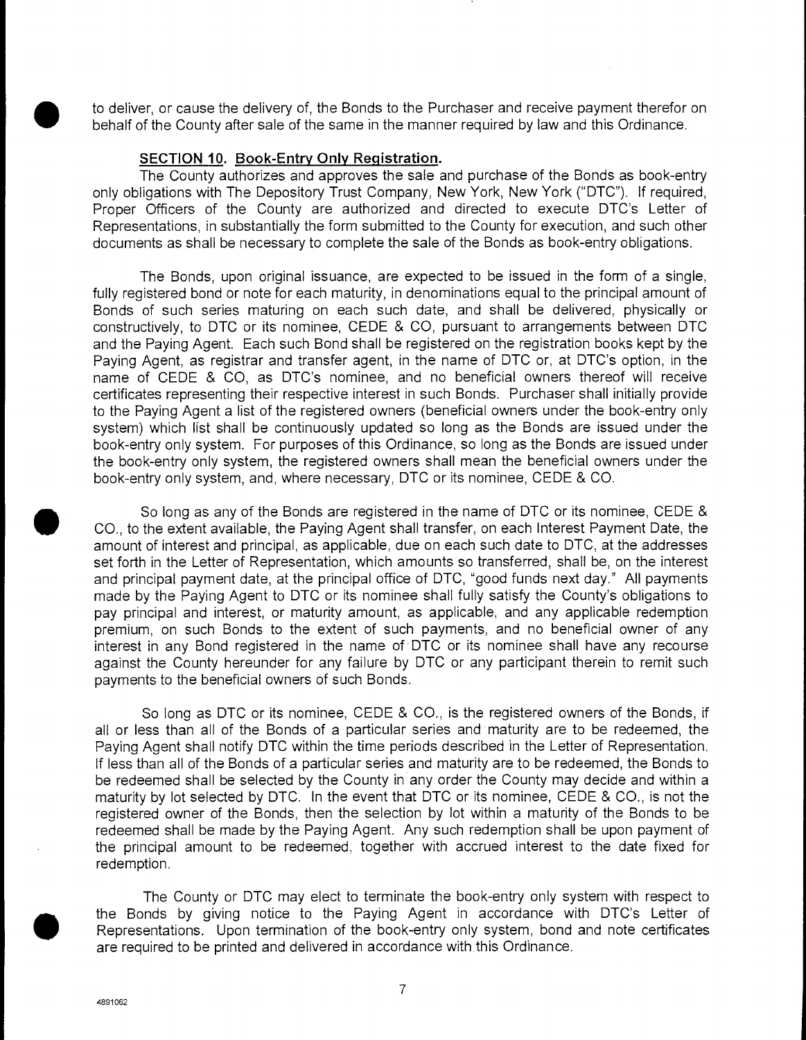to deliver, or cause the delivery of, the Bonds to the Purchaser and receive payment therefor on behalf of the County after sale of the same in the manner required by law and this Ordinance.

**SECTION 10. Book-Entry Only Registration.**

The County authorizes and approves the sale and purchase of the Bonds as book-entry only obligations with The Depository Trust Company, New York, New York ("DTC"). If required, Proper Officers of the County are authorized and directed to execute DTC's Letter of Representations, in substantially the form submitted to the County for execution, and such other documents as shall be necessary to complete the sale of the Bonds as book-entry obligations.

The Bonds, upon original issuance, are expected to be issued in the form of a single, fully registered bond or note for each maturity, in denominations equal to the principal amount of Bonds of such series maturing on each such date, and shall be delivered, physically or constructively, to DTC or its nominee, CEDE & CO, pursuant to arrangements between DTC and the Paying Agent. Each such Bond shall be registered on the registration books kept by the Paying Agent, as registrar and transfer agent, in the name of DTC or, at DTC's option, in the name of CEDE & CO, as DTC's nominee, and no beneficial owners thereof will receive certificates representing their respective interest in such Bonds. Purchaser shall initially provide to the Paying Agent a list of the registered owners (beneficial owners under the book-entry only system) which list shall be continuously updated so long as the Bonds are issued under the book-entry only system. For purposes of this Ordinance, so long as the Bonds are issued under the book-entry only system, the registered owners shall mean the beneficial owners under the book-entry only system, and, where necessary, DTC or its nominee, CEDE & CO.

So long as any of the Bonds are registered in the name of DTC or its nominee, CEDE & CO., to the extent available, the Paying Agent shall transfer, on each Interest Payment Date, the amount of interest and principal, as applicable, due on each such date to DTC, at the addresses set forth in the Letter of Representation, which amounts so transferred, shall be, on the interest and principal payment date, at the principal office of DTC, "good funds next day." All payments made by the Paying Agent to DTC or its nominee shall fully satisfy the County's obligations to pay principal and interest, or maturity amount, as applicable, and any applicable redemption premium, on such Bonds to the extent of such payments, and no beneficial owner of any interest in any Bond registered in the name of DTC or its nominee shall have any recourse against the County hereunder for any failure by DTC or any participant therein to remit such payments to the beneficial owners of such Bonds.

So long as DTC or its nominee, CEDE & CO., is the registered owners of the Bonds, if all or less than all of the Bonds of a particular series and maturity are to be redeemed, the Paying Agent shall notify DTC within the time periods described in the Letter of Representation. If less than all of the Bonds of a particular series and maturity are to be redeemed, the Bonds to be redeemed shall be selected by the County in any order the County may decide and within a maturity by lot selected by DTC. In the event that DTC or its nominee, CEDE & CO., is not the registered owner of the Bonds, then the selection by lot within a maturity of the Bonds to be redeemed shall be made by the Paying Agent. Any such redemption shall be upon payment of the principal amount to be redeemed, together with accrued interest to the date fixed for redemption.

The County or DTC may elect to terminate the book-entry only system with respect to the Bonds by giving notice to the Paying Agent in accordance with DTC's Letter of Representations. Upon termination of the book-entry only system, bond and note certificates are required to be printed and delivered in accordance with this Ordinance.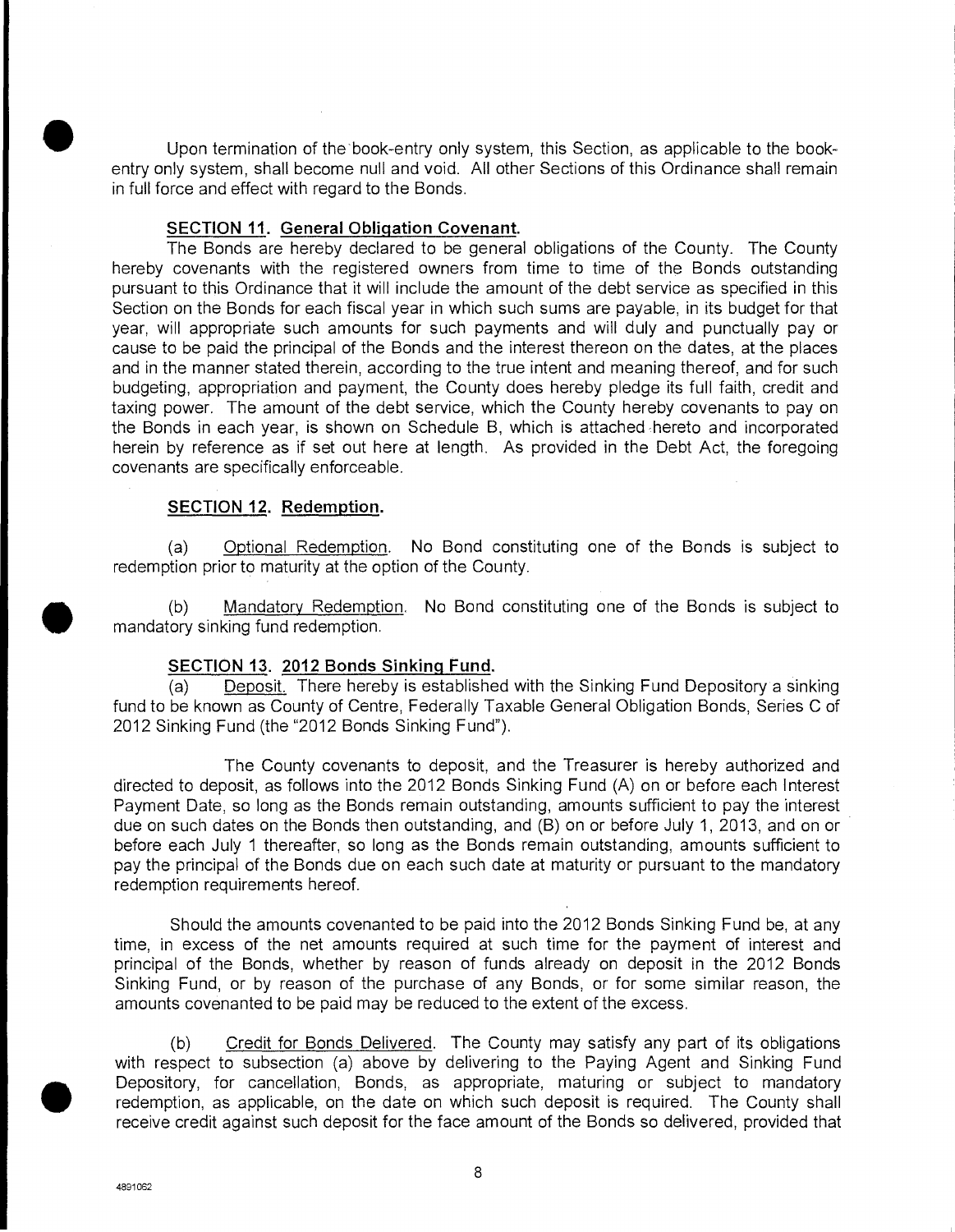Upon termination of the book-entry only system, this Section, as applicable to the book-entry only system, shall become null and void. All other Sections of this Ordinance shall remain in full force and effect with regard to the Bonds.

**SECTION 11. General Obligation Covenant.**

The Bonds are hereby declared to be general obligations of the County. The County hereby covenants with the registered owners from time to time of the Bonds outstanding pursuant to this Ordinance that it will include the amount of the debt service as specified in this Section on the Bonds for each fiscal year in which such sums are payable, in its budget for that year, will appropriate such amounts for such payments and will duly and punctually pay or cause to be paid the principal of the Bonds and the interest thereon on the dates, at the places and in the manner stated therein, according to the true intent and meaning thereof, and for such budgeting, appropriation and payment, the County does hereby pledge its full faith, credit and taxing power. The amount of the debt service, which the County hereby covenants to pay on the Bonds in each year, is shown on Schedule B, which is attached hereto and incorporated herein by reference as if set out here at length. As provided in the Debt Act, the foregoing covenants are specifically enforceable.

**SECTION 12. Redemption.**

(a) Optional Redemption. No Bond constituting one of the Bonds is subject to redemption prior to maturity at the option of the County.

(b) Mandatory Redemption. No Bond constituting one of the Bonds is subject to mandatory sinking fund redemption.

**SECTION 13. 2012 Bonds Sinking Fund.**

(a) Deposit. There hereby is established with the Sinking Fund Depository a sinking fund to be known as County of Centre, Federally Taxable General Obligation Bonds, Series C of 2012 Sinking Fund (the "2012 Bonds Sinking Fund").

The County covenants to deposit, and the Treasurer is hereby authorized and directed to deposit, as follows into the 2012 Bonds Sinking Fund (A) on or before each Interest Payment Date, so long as the Bonds remain outstanding, amounts sufficient to pay the interest due on such dates on the Bonds then outstanding, and (B) on or before July 1, 2013, and on or before each July 1 thereafter, so long as the Bonds remain outstanding, amounts sufficient to pay the principal of the Bonds due on each such date at maturity or pursuant to the mandatory redemption requirements hereof.

Should the amounts covenanted to be paid into the 2012 Bonds Sinking Fund be, at any time, in excess of the net amounts required at such time for the payment of interest and principal of the Bonds, whether by reason of funds already on deposit in the 2012 Bonds Sinking Fund, or by reason of the purchase of any Bonds, or for some similar reason, the amounts covenanted to be paid may be reduced to the extent of the excess.

(b) Credit for Bonds Delivered. The County may satisfy any part of its obligations with respect to subsection (a) above by delivering to the Paying Agent and Sinking Fund Depository, for cancellation, Bonds, as appropriate, maturing or subject to mandatory redemption, as applicable, on the date on which such deposit is required. The County shall receive credit against such deposit for the face amount of the Bonds so delivered, provided that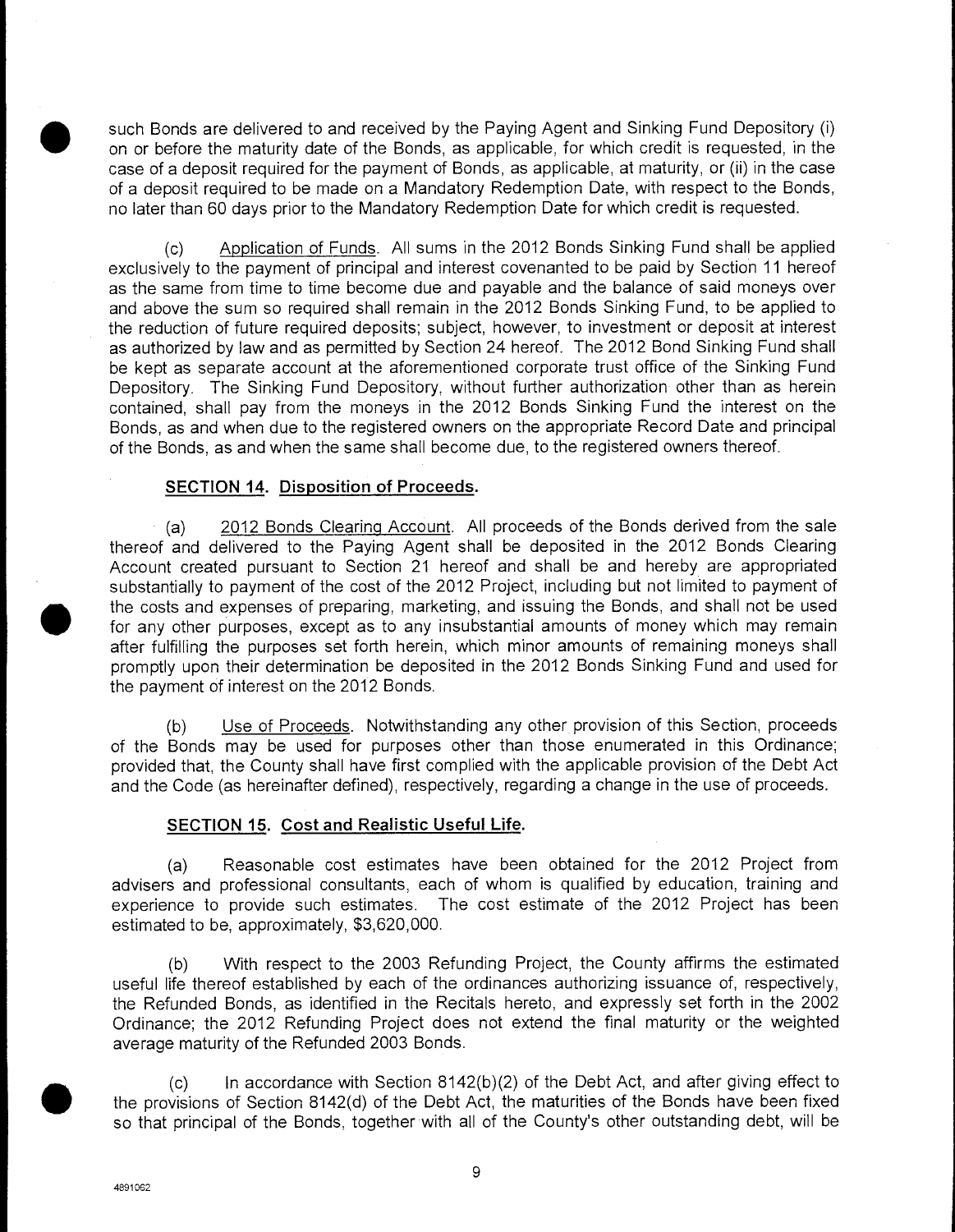such Bonds are delivered to and received by the Paying Agent and Sinking Fund Depository (i) on or before the maturity date of the Bonds, as applicable, for which credit is requested, in the case of a deposit required for the payment of Bonds, as applicable, at maturity, or (ii) in the case of a deposit required to be made on a Mandatory Redemption Date, with respect to the Bonds, no later than 60 days prior to the Mandatory Redemption Date for which credit is requested.

(c) Application of Funds. All sums in the 2012 Bonds Sinking Fund shall be applied exclusively to the payment of principal and interest covenanted to be paid by Section 11 hereof as the same from time to time become due and payable and the balance of said moneys over and above the sum so required shall remain in the 2012 Bonds Sinking Fund, to be applied to the reduction of future required deposits; subject, however, to investment or deposit at interest as authorized by law and as permitted by Section 24 hereof. The 2012 Bond Sinking Fund shall be kept as separate account at the aforementioned corporate trust office of the Sinking Fund Depository. The Sinking Fund Depository, without further authorization other than as herein contained, shall pay from the moneys in the 2012 Bonds Sinking Fund the interest on the Bonds, as and when due to the registered owners on the appropriate Record Date and principal of the Bonds, as and when the same shall become due, to the registered owners thereof.

**SECTION 14. Disposition of Proceeds.**

(a) 2012 Bonds Clearing Account. All proceeds of the Bonds derived from the sale thereof and delivered to the Paying Agent shall be deposited in the 2012 Bonds Clearing Account created pursuant to Section 21 hereof and shall be and hereby are appropriated substantially to payment of the cost of the 2012 Project, including but not limited to payment of the costs and expenses of preparing, marketing, and issuing the Bonds, and shall not be used for any other purposes, except as to any insubstantial amounts of money which may remain after fulfilling the purposes set forth herein, which minor amounts of remaining moneys shall promptly upon their determination be deposited in the 2012 Bonds Sinking Fund and used for the payment of interest on the 2012 Bonds.

(b) Use of Proceeds. Notwithstanding any other provision of this Section, proceeds of the Bonds may be used for purposes other than those enumerated in this Ordinance; provided that, the County shall have first complied with the applicable provision of the Debt Act and the Code (as hereinafter defined), respectively, regarding a change in the use of proceeds.

**SECTION 15. Cost and Realistic Useful Life.**

(a) Reasonable cost estimates have been obtained for the 2012 Project from advisers and professional consultants, each of whom is qualified by education, training and experience to provide such estimates. The cost estimate of the 2012 Project has been estimated to be, approximately, $3,620,000.

(b) With respect to the 2003 Refunding Project, the County affirms the estimated useful life thereof established by each of the ordinances authorizing issuance of, respectively, the Refunded Bonds, as identified in the Recitals hereto, and expressly set forth in the 2002 Ordinance; the 2012 Refunding Project does not extend the final maturity or the weighted average maturity of the Refunded 2003 Bonds.

(c) In accordance with Section 8142(b)(2) of the Debt Act, and after giving effect to the provisions of Section 8142(d) of the Debt Act, the maturities of the Bonds have been fixed so that principal of the Bonds, together with all of the County's other outstanding debt, will be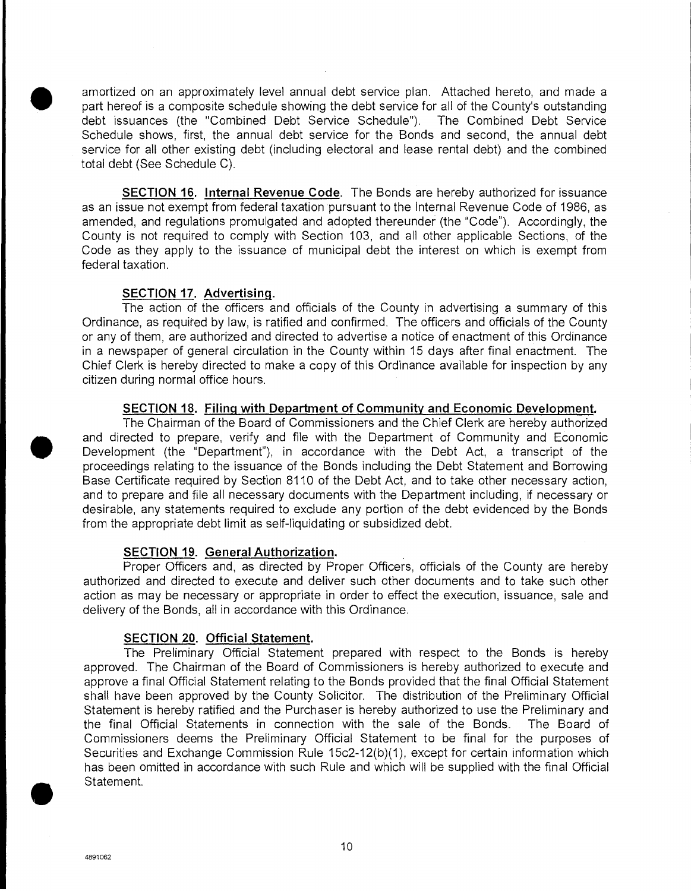amortized on an approximately level annual debt service plan. Attached hereto, and made a part hereof is a composite schedule showing the debt service for all of the County's outstanding debt issuances (the "Combined Debt Service Schedule"). The Combined Debt Service Schedule shows, first, the annual debt service for the Bonds and second, the annual debt service for all other existing debt (including electoral and lease rental debt) and the combined total debt (See Schedule C).

**SECTION 16. Internal Revenue Code**. The Bonds are hereby authorized for issuance as an issue not exempt from federal taxation pursuant to the Internal Revenue Code of 1986, as amended, and regulations promulgated and adopted thereunder (the "Code"). Accordingly, the County is not required to comply with Section 103, and all other applicable Sections, of the Code as they apply to the issuance of municipal debt the interest on which is exempt from federal taxation.

**SECTION 17. Advertising.**

The action of the officers and officials of the County in advertising a summary of this Ordinance, as required by law, is ratified and confirmed. The officers and officials of the County or any of them, are authorized and directed to advertise a notice of enactment of this Ordinance in a newspaper of general circulation in the County within 15 days after final enactment. The Chief Clerk is hereby directed to make a copy of this Ordinance available for inspection by any citizen during normal office hours.

**SECTION 18. Filing with Department of Community and Economic Development.**

The Chairman of the Board of Commissioners and the Chief Clerk are hereby authorized and directed to prepare, verify and file with the Department of Community and Economic Development (the "Department"), in accordance with the Debt Act, a transcript of the proceedings relating to the issuance of the Bonds including the Debt Statement and Borrowing Base Certificate required by Section 8110 of the Debt Act, and to take other necessary action, and to prepare and file all necessary documents with the Department including, if necessary or desirable, any statements required to exclude any portion of the debt evidenced by the Bonds from the appropriate debt limit as self-liquidating or subsidized debt.

**SECTION 19. General Authorization.**

Proper Officers and, as directed by Proper Officers, officials of the County are hereby authorized and directed to execute and deliver such other documents and to take such other action as may be necessary or appropriate in order to effect the execution, issuance, sale and delivery of the Bonds, all in accordance with this Ordinance.

**SECTION 20. Official Statement.**

The Preliminary Official Statement prepared with respect to the Bonds is hereby approved. The Chairman of the Board of Commissioners is hereby authorized to execute and approve a final Official Statement relating to the Bonds provided that the final Official Statement shall have been approved by the County Solicitor. The distribution of the Preliminary Official Statement is hereby ratified and the Purchaser is hereby authorized to use the Preliminary and the final Official Statements in connection with the sale of the Bonds. The Board of Commissioners deems the Preliminary Official Statement to be final for the purposes of Securities and Exchange Commission Rule 15c2-12(b)(1), except for certain information which has been omitted in accordance with such Rule and which will be supplied with the final Official Statement.

4891062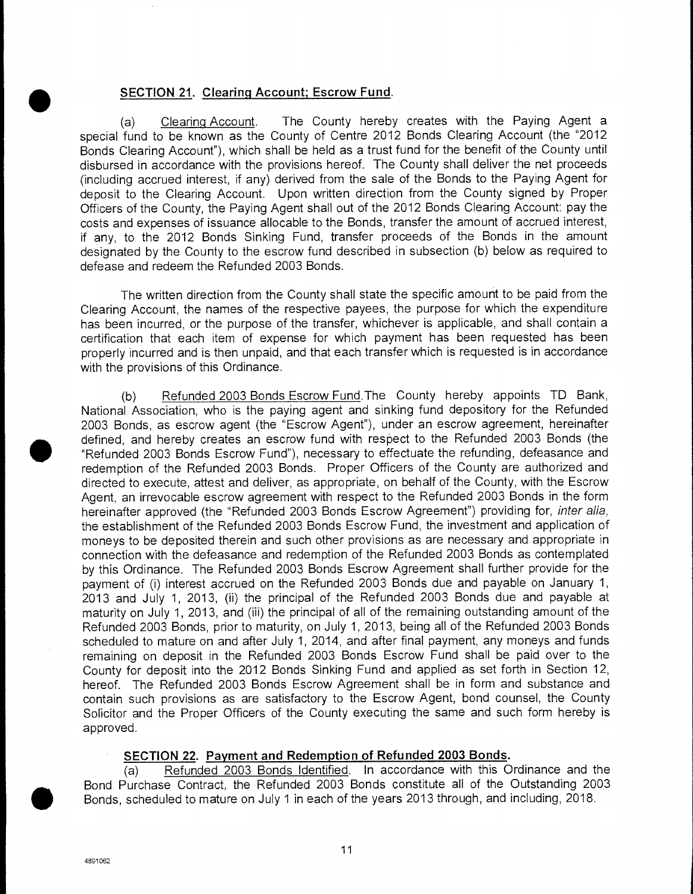**SECTION 21. Clearing Account; Escrow Fund.**

(a) Clearing Account. The County hereby creates with the Paying Agent a special fund to be known as the County of Centre 2012 Bonds Clearing Account (the "2012 Bonds Clearing Account"), which shall be held as a trust fund for the benefit of the County until disbursed in accordance with the provisions hereof. The County shall deliver the net proceeds (including accrued interest, if any) derived from the sale of the Bonds to the Paying Agent for deposit to the Clearing Account. Upon written direction from the County signed by Proper Officers of the County, the Paying Agent shall out of the 2012 Bonds Clearing Account: pay the costs and expenses of issuance allocable to the Bonds, transfer the amount of accrued interest, if any, to the 2012 Bonds Sinking Fund, transfer proceeds of the Bonds in the amount designated by the County to the escrow fund described in subsection (b) below as required to defease and redeem the Refunded 2003 Bonds.

The written direction from the County shall state the specific amount to be paid from the Clearing Account, the names of the respective payees, the purpose for which the expenditure has been incurred, or the purpose of the transfer, whichever is applicable, and shall contain a certification that each item of expense for which payment has been requested has been properly incurred and is then unpaid, and that each transfer which is requested is in accordance with the provisions of this Ordinance.

(b) Refunded 2003 Bonds Escrow Fund. The County hereby appoints TD Bank, National Association, who is the paying agent and sinking fund depository for the Refunded 2003 Bonds, as escrow agent (the "Escrow Agent"), under an escrow agreement, hereinafter defined, and hereby creates an escrow fund with respect to the Refunded 2003 Bonds (the "Refunded 2003 Bonds Escrow Fund"), necessary to effectuate the refunding, defeasance and redemption of the Refunded 2003 Bonds. Proper Officers of the County are authorized and directed to execute, attest and deliver, as appropriate, on behalf of the County, with the Escrow Agent, an irrevocable escrow agreement with respect to the Refunded 2003 Bonds in the form hereinafter approved (the "Refunded 2003 Bonds Escrow Agreement") providing for, *inter alia*, the establishment of the Refunded 2003 Bonds Escrow Fund, the investment and application of moneys to be deposited therein and such other provisions as are necessary and appropriate in connection with the defeasance and redemption of the Refunded 2003 Bonds as contemplated by this Ordinance. The Refunded 2003 Bonds Escrow Agreement shall further provide for the payment of (i) interest accrued on the Refunded 2003 Bonds due and payable on January 1, 2013 and July 1, 2013, (ii) the principal of the Refunded 2003 Bonds due and payable at maturity on July 1, 2013, and (iii) the principal of all of the remaining outstanding amount of the Refunded 2003 Bonds, prior to maturity, on July 1, 2013, being all of the Refunded 2003 Bonds scheduled to mature on and after July 1, 2014, and after final payment, any moneys and funds remaining on deposit in the Refunded 2003 Bonds Escrow Fund shall be paid over to the County for deposit into the 2012 Bonds Sinking Fund and applied as set forth in Section 12, hereof. The Refunded 2003 Bonds Escrow Agreement shall be in form and substance and contain such provisions as are satisfactory to the Escrow Agent, bond counsel, the County Solicitor and the Proper Officers of the County executing the same and such form hereby is approved.

**SECTION 22. Payment and Redemption of Refunded 2003 Bonds.**

(a) Refunded 2003 Bonds Identified. In accordance with this Ordinance and the Bond Purchase Contract, the Refunded 2003 Bonds constitute all of the Outstanding 2003 Bonds, scheduled to mature on July 1 in each of the years 2013 through, and including, 2018.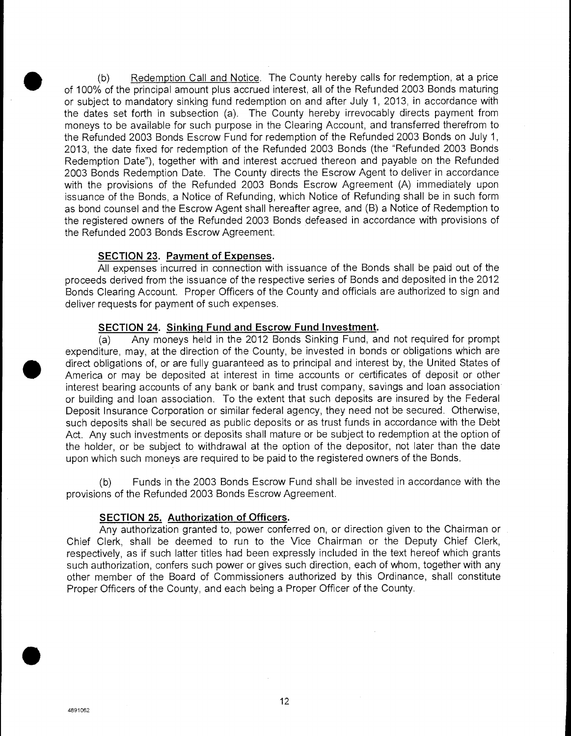(b) Redemption Call and Notice. The County hereby calls for redemption, at a price of 100% of the principal amount plus accrued interest, all of the Refunded 2003 Bonds maturing or subject to mandatory sinking fund redemption on and after July 1, 2013, in accordance with the dates set forth in subsection (a). The County hereby irrevocably directs payment from moneys to be available for such purpose in the Clearing Account, and transferred therefrom to the Refunded 2003 Bonds Escrow Fund for redemption of the Refunded 2003 Bonds on July 1, 2013, the date fixed for redemption of the Refunded 2003 Bonds (the "Refunded 2003 Bonds Redemption Date"), together with and interest accrued thereon and payable on the Refunded 2003 Bonds Redemption Date. The County directs the Escrow Agent to deliver in accordance with the provisions of the Refunded 2003 Bonds Escrow Agreement (A) immediately upon issuance of the Bonds, a Notice of Refunding, which Notice of Refunding shall be in such form as bond counsel and the Escrow Agent shall hereafter agree, and (B) a Notice of Redemption to the registered owners of the Refunded 2003 Bonds defeased in accordance with provisions of the Refunded 2003 Bonds Escrow Agreement.

**SECTION 23. Payment of Expenses.**

All expenses incurred in connection with issuance of the Bonds shall be paid out of the proceeds derived from the issuance of the respective series of Bonds and deposited in the 2012 Bonds Clearing Account. Proper Officers of the County and officials are authorized to sign and deliver requests for payment of such expenses.

**SECTION 24. Sinking Fund and Escrow Fund Investment.**

(a) Any moneys held in the 2012 Bonds Sinking Fund, and not required for prompt expenditure, may, at the direction of the County, be invested in bonds or obligations which are direct obligations of, or are fully guaranteed as to principal and interest by, the United States of America or may be deposited at interest in time accounts or certificates of deposit or other interest bearing accounts of any bank or bank and trust company, savings and loan association or building and loan association. To the extent that such deposits are insured by the Federal Deposit Insurance Corporation or similar federal agency, they need not be secured. Otherwise, such deposits shall be secured as public deposits or as trust funds in accordance with the Debt Act. Any such investments or deposits shall mature or be subject to redemption at the option of the holder, or be subject to withdrawal at the option of the depositor, not later than the date upon which such moneys are required to be paid to the registered owners of the Bonds.

(b) Funds in the 2003 Bonds Escrow Fund shall be invested in accordance with the provisions of the Refunded 2003 Bonds Escrow Agreement.

**SECTION 25. Authorization of Officers.**

Any authorization granted to, power conferred on, or direction given to the Chairman or Chief Clerk, shall be deemed to run to the Vice Chairman or the Deputy Chief Clerk, respectively, as if such latter titles had been expressly included in the text hereof which grants such authorization, confers such power or gives such direction, each of whom, together with any other member of the Board of Commissioners authorized by this Ordinance, shall constitute Proper Officers of the County, and each being a Proper Officer of the County.

4891062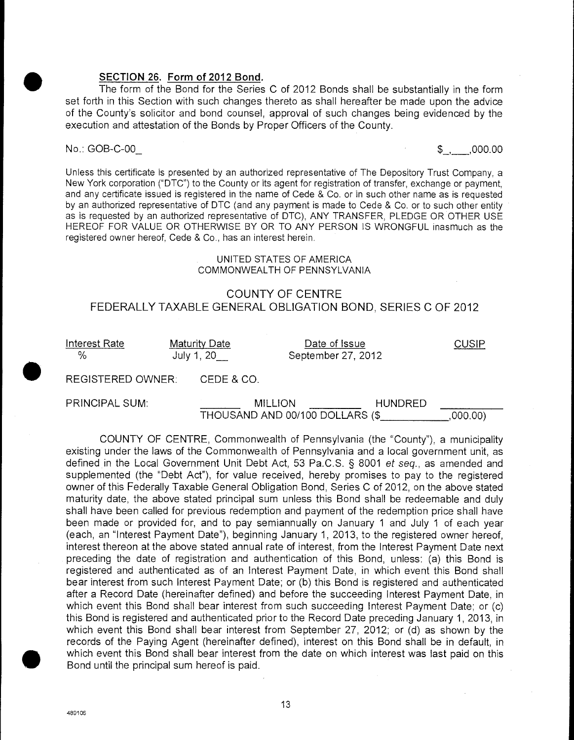**SECTION 26. Form of 2012 Bond.**

The form of the Bond for the Series C of 2012 Bonds shall be substantially in the form set forth in this Section with such changes thereto as shall hereafter be made upon the advice of the County's solicitor and bond counsel, approval of such changes being evidenced by the execution and attestation of the Bonds by Proper Officers of the County.

No.: GOB-C-00_ $_,___,000.00

Unless this certificate is presented by an authorized representative of The Depository Trust Company, a New York corporation ("DTC") to the County or its agent for registration of transfer, exchange or payment, and any certificate issued is registered in the name of Cede & Co. or in such other name as is requested by an authorized representative of DTC (and any payment is made to Cede & Co. or to such other entity as is requested by an authorized representative of DTC), ANY TRANSFER, PLEDGE OR OTHER USE HEREOF FOR VALUE OR OTHERWISE BY OR TO ANY PERSON IS WRONGFUL inasmuch as the registered owner hereof, Cede & Co., has an interest herein.

UNITED STATES OF AMERICA
COMMONWEALTH OF PENNSYLVANIA

COUNTY OF CENTRE
FEDERALLY TAXABLE GENERAL OBLIGATION BOND, SERIES C OF 2012

| Interest Rate | Maturity Date | Date of Issue | CUSIP |
|---|---|---|---|
| % | July 1, 20__ | September 27, 2012 | |

REGISTERED OWNER: CEDE & CO.

PRINCIPAL SUM: ________ MILLION __________ HUNDRED ___________ THOUSAND AND 00/100 DOLLARS ($____________,000.00)

COUNTY OF CENTRE, Commonwealth of Pennsylvania (the "County"), a municipality existing under the laws of the Commonwealth of Pennsylvania and a local government unit, as defined in the Local Government Unit Debt Act, 53 Pa.C.S. § 8001 *et seq.*, as amended and supplemented (the "Debt Act"), for value received, hereby promises to pay to the registered owner of this Federally Taxable General Obligation Bond, Series C of 2012, on the above stated maturity date, the above stated principal sum unless this Bond shall be redeemable and duly shall have been called for previous redemption and payment of the redemption price shall have been made or provided for, and to pay semiannually on January 1 and July 1 of each year (each, an "Interest Payment Date"), beginning January 1, 2013, to the registered owner hereof, interest thereon at the above stated annual rate of interest, from the Interest Payment Date next preceding the date of registration and authentication of this Bond, unless: (a) this Bond is registered and authenticated as of an Interest Payment Date, in which event this Bond shall bear interest from such Interest Payment Date; or (b) this Bond is registered and authenticated after a Record Date (hereinafter defined) and before the succeeding Interest Payment Date, in which event this Bond shall bear interest from such succeeding Interest Payment Date; or (c) this Bond is registered and authenticated prior to the Record Date preceding January 1, 2013, in which event this Bond shall bear interest from September 27, 2012; or (d) as shown by the records of the Paying Agent (hereinafter defined), interest on this Bond shall be in default, in which event this Bond shall bear interest from the date on which interest was last paid on this Bond until the principal sum hereof is paid.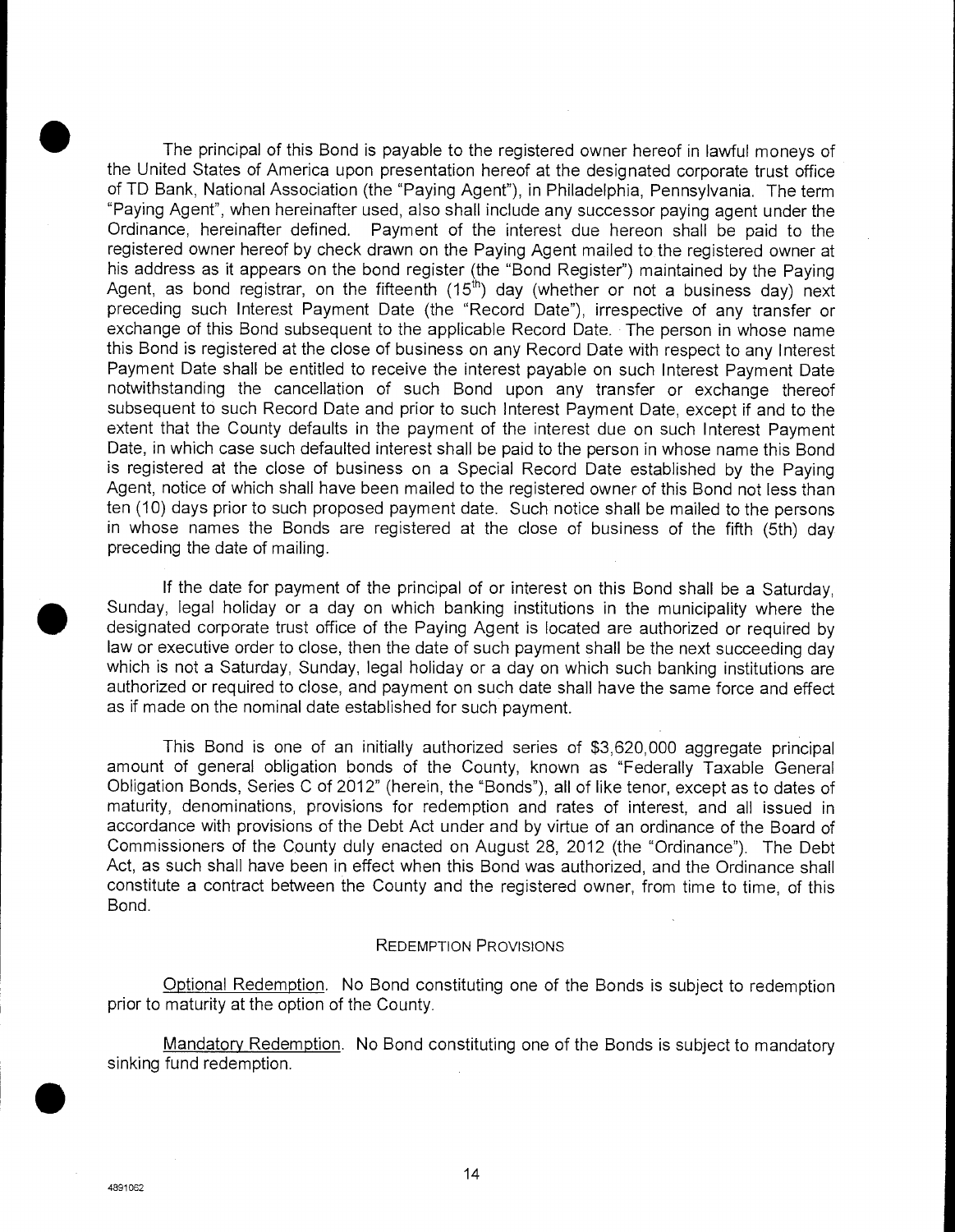The principal of this Bond is payable to the registered owner hereof in lawful moneys of the United States of America upon presentation hereof at the designated corporate trust office of TD Bank, National Association (the "Paying Agent"), in Philadelphia, Pennsylvania. The term "Paying Agent", when hereinafter used, also shall include any successor paying agent under the Ordinance, hereinafter defined. Payment of the interest due hereon shall be paid to the registered owner hereof by check drawn on the Paying Agent mailed to the registered owner at his address as it appears on the bond register (the "Bond Register") maintained by the Paying Agent, as bond registrar, on the fifteenth (15th) day (whether or not a business day) next preceding such Interest Payment Date (the "Record Date"), irrespective of any transfer or exchange of this Bond subsequent to the applicable Record Date. The person in whose name this Bond is registered at the close of business on any Record Date with respect to any Interest Payment Date shall be entitled to receive the interest payable on such Interest Payment Date notwithstanding the cancellation of such Bond upon any transfer or exchange thereof subsequent to such Record Date and prior to such Interest Payment Date, except if and to the extent that the County defaults in the payment of the interest due on such Interest Payment Date, in which case such defaulted interest shall be paid to the person in whose name this Bond is registered at the close of business on a Special Record Date established by the Paying Agent, notice of which shall have been mailed to the registered owner of this Bond not less than ten (10) days prior to such proposed payment date. Such notice shall be mailed to the persons in whose names the Bonds are registered at the close of business of the fifth (5th) day preceding the date of mailing.

If the date for payment of the principal of or interest on this Bond shall be a Saturday, Sunday, legal holiday or a day on which banking institutions in the municipality where the designated corporate trust office of the Paying Agent is located are authorized or required by law or executive order to close, then the date of such payment shall be the next succeeding day which is not a Saturday, Sunday, legal holiday or a day on which such banking institutions are authorized or required to close, and payment on such date shall have the same force and effect as if made on the nominal date established for such payment.

This Bond is one of an initially authorized series of $3,620,000 aggregate principal amount of general obligation bonds of the County, known as "Federally Taxable General Obligation Bonds, Series C of 2012" (herein, the "Bonds"), all of like tenor, except as to dates of maturity, denominations, provisions for redemption and rates of interest, and all issued in accordance with provisions of the Debt Act under and by virtue of an ordinance of the Board of Commissioners of the County duly enacted on August 28, 2012 (the "Ordinance"). The Debt Act, as such shall have been in effect when this Bond was authorized, and the Ordinance shall constitute a contract between the County and the registered owner, from time to time, of this Bond.

## REDEMPTION PROVISIONS

Optional Redemption. No Bond constituting one of the Bonds is subject to redemption prior to maturity at the option of the County.

Mandatory Redemption. No Bond constituting one of the Bonds is subject to mandatory sinking fund redemption.

4891062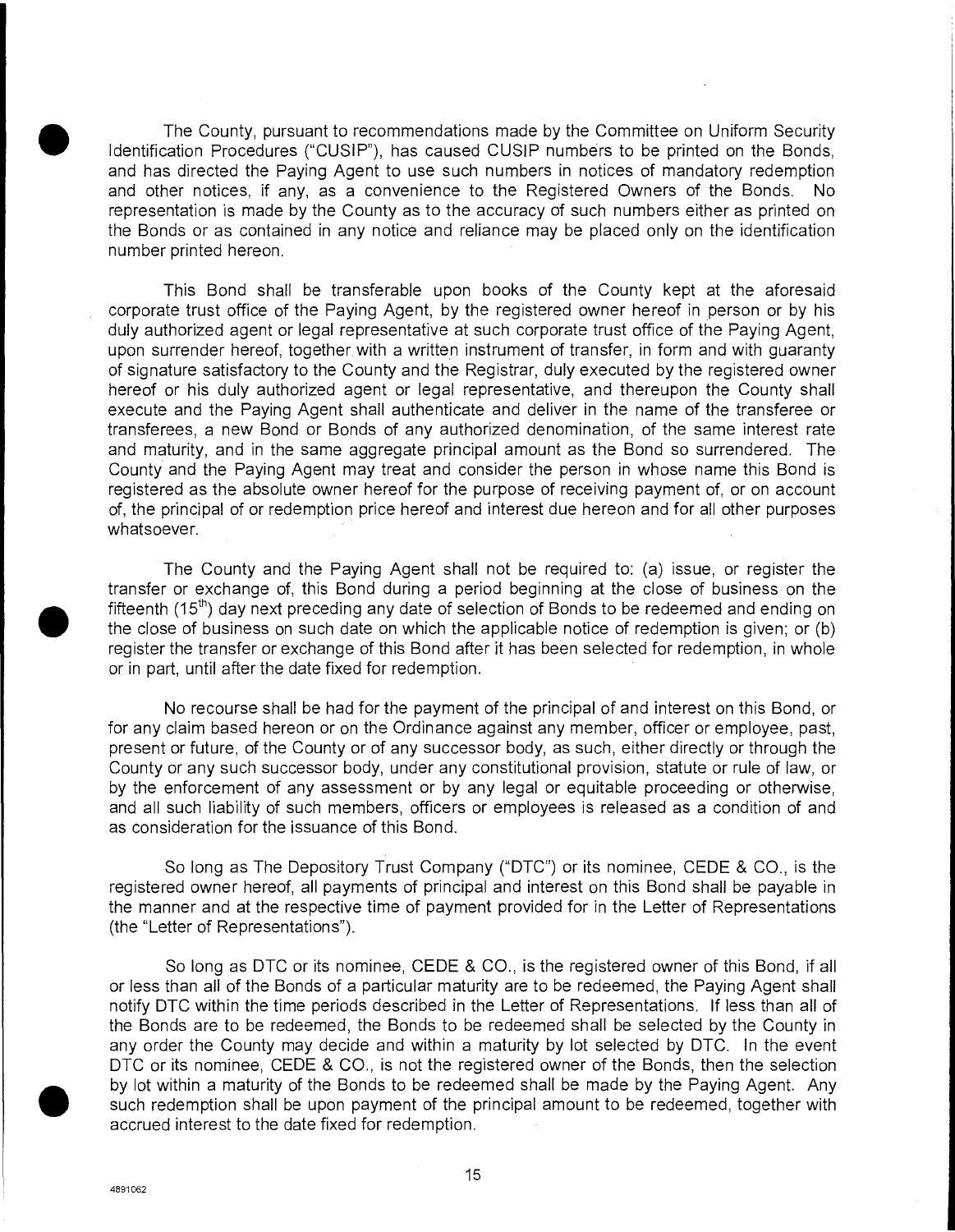The County, pursuant to recommendations made by the Committee on Uniform Security Identification Procedures ("CUSIP"), has caused CUSIP numbers to be printed on the Bonds, and has directed the Paying Agent to use such numbers in notices of mandatory redemption and other notices, if any, as a convenience to the Registered Owners of the Bonds. No representation is made by the County as to the accuracy of such numbers either as printed on the Bonds or as contained in any notice and reliance may be placed only on the identification number printed hereon.

This Bond shall be transferable upon books of the County kept at the aforesaid corporate trust office of the Paying Agent, by the registered owner hereof in person or by his duly authorized agent or legal representative at such corporate trust office of the Paying Agent, upon surrender hereof, together with a written instrument of transfer, in form and with guaranty of signature satisfactory to the County and the Registrar, duly executed by the registered owner hereof or his duly authorized agent or legal representative, and thereupon the County shall execute and the Paying Agent shall authenticate and deliver in the name of the transferee or transferees, a new Bond or Bonds of any authorized denomination, of the same interest rate and maturity, and in the same aggregate principal amount as the Bond so surrendered. The County and the Paying Agent may treat and consider the person in whose name this Bond is registered as the absolute owner hereof for the purpose of receiving payment of, or on account of, the principal of or redemption price hereof and interest due hereon and for all other purposes whatsoever.

The County and the Paying Agent shall not be required to: (a) issue, or register the transfer or exchange of, this Bond during a period beginning at the close of business on the fifteenth (15th) day next preceding any date of selection of Bonds to be redeemed and ending on the close of business on such date on which the applicable notice of redemption is given; or (b) register the transfer or exchange of this Bond after it has been selected for redemption, in whole or in part, until after the date fixed for redemption.

No recourse shall be had for the payment of the principal of and interest on this Bond, or for any claim based hereon or on the Ordinance against any member, officer or employee, past, present or future, of the County or of any successor body, as such, either directly or through the County or any such successor body, under any constitutional provision, statute or rule of law, or by the enforcement of any assessment or by any legal or equitable proceeding or otherwise, and all such liability of such members, officers or employees is released as a condition of and as consideration for the issuance of this Bond.

So long as The Depository Trust Company ("DTC") or its nominee, CEDE & CO., is the registered owner hereof, all payments of principal and interest on this Bond shall be payable in the manner and at the respective time of payment provided for in the Letter of Representations (the "Letter of Representations").

So long as DTC or its nominee, CEDE & CO., is the registered owner of this Bond, if all or less than all of the Bonds of a particular maturity are to be redeemed, the Paying Agent shall notify DTC within the time periods described in the Letter of Representations. If less than all of the Bonds are to be redeemed, the Bonds to be redeemed shall be selected by the County in any order the County may decide and within a maturity by lot selected by DTC. In the event DTC or its nominee, CEDE & CO., is not the registered owner of the Bonds, then the selection by lot within a maturity of the Bonds to be redeemed shall be made by the Paying Agent. Any such redemption shall be upon payment of the principal amount to be redeemed, together with accrued interest to the date fixed for redemption.

4891062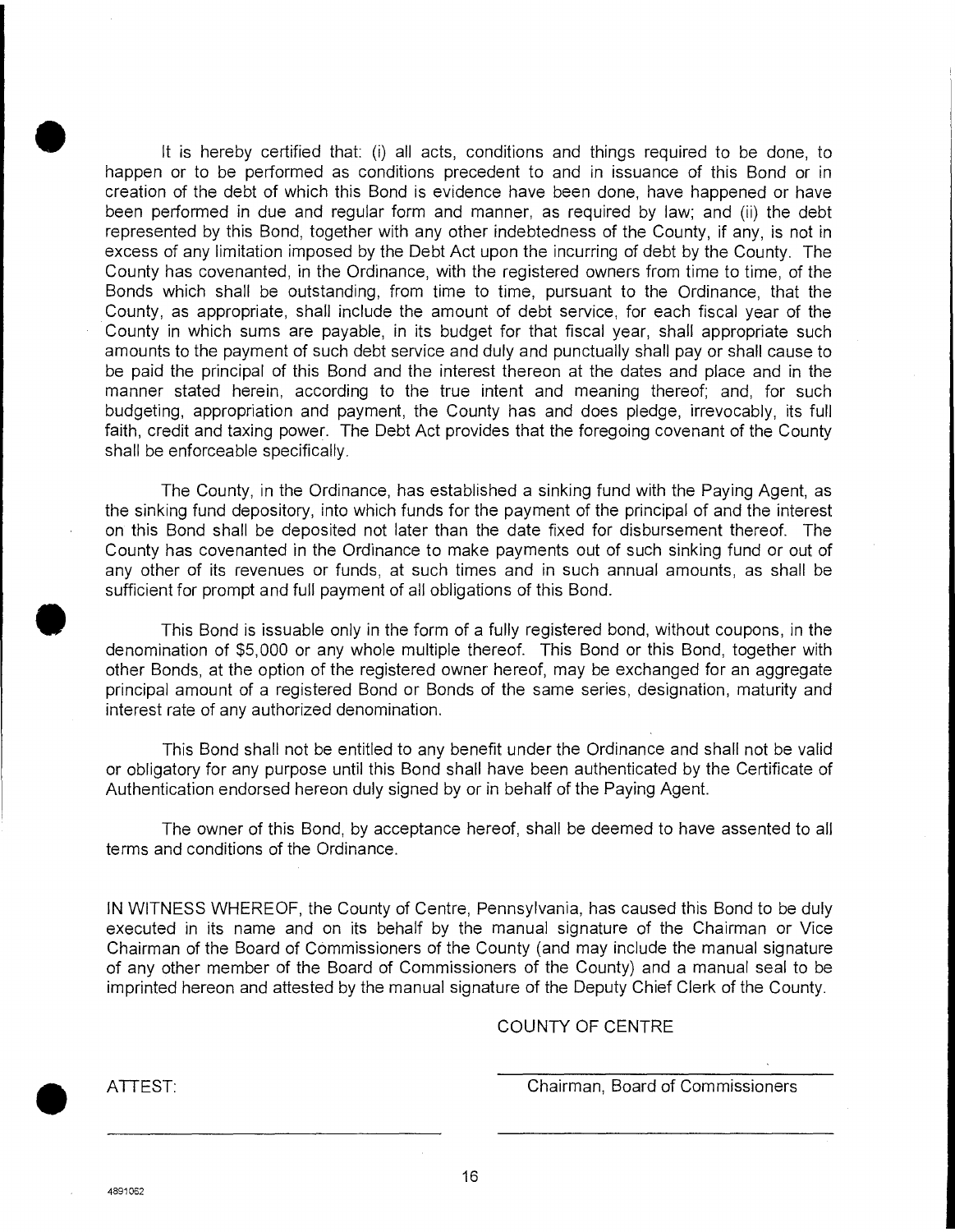It is hereby certified that: (i) all acts, conditions and things required to be done, to happen or to be performed as conditions precedent to and in issuance of this Bond or in creation of the debt of which this Bond is evidence have been done, have happened or have been performed in due and regular form and manner, as required by law; and (ii) the debt represented by this Bond, together with any other indebtedness of the County, if any, is not in excess of any limitation imposed by the Debt Act upon the incurring of debt by the County. The County has covenanted, in the Ordinance, with the registered owners from time to time, of the Bonds which shall be outstanding, from time to time, pursuant to the Ordinance, that the County, as appropriate, shall include the amount of debt service, for each fiscal year of the County in which sums are payable, in its budget for that fiscal year, shall appropriate such amounts to the payment of such debt service and duly and punctually shall pay or shall cause to be paid the principal of this Bond and the interest thereon at the dates and place and in the manner stated herein, according to the true intent and meaning thereof; and, for such budgeting, appropriation and payment, the County has and does pledge, irrevocably, its full faith, credit and taxing power. The Debt Act provides that the foregoing covenant of the County shall be enforceable specifically.

The County, in the Ordinance, has established a sinking fund with the Paying Agent, as the sinking fund depository, into which funds for the payment of the principal of and the interest on this Bond shall be deposited not later than the date fixed for disbursement thereof. The County has covenanted in the Ordinance to make payments out of such sinking fund or out of any other of its revenues or funds, at such times and in such annual amounts, as shall be sufficient for prompt and full payment of all obligations of this Bond.

This Bond is issuable only in the form of a fully registered bond, without coupons, in the denomination of $5,000 or any whole multiple thereof. This Bond or this Bond, together with other Bonds, at the option of the registered owner hereof, may be exchanged for an aggregate principal amount of a registered Bond or Bonds of the same series, designation, maturity and interest rate of any authorized denomination.

This Bond shall not be entitled to any benefit under the Ordinance and shall not be valid or obligatory for any purpose until this Bond shall have been authenticated by the Certificate of Authentication endorsed hereon duly signed by or in behalf of the Paying Agent.

The owner of this Bond, by acceptance hereof, shall be deemed to have assented to all terms and conditions of the Ordinance.

IN WITNESS WHEREOF, the County of Centre, Pennsylvania, has caused this Bond to be duly executed in its name and on its behalf by the manual signature of the Chairman or Vice Chairman of the Board of Commissioners of the County (and may include the manual signature of any other member of the Board of Commissioners of the County) and a manual seal to be imprinted hereon and attested by the manual signature of the Deputy Chief Clerk of the County.

COUNTY OF CENTRE

ATTEST:

\_\_\_\_\_\_\_\_\_\_\_\_\_\_\_\_\_\_\_\_\_\_\_\_\_\_\_\_\_\_
Chairman, Board of Commissioners

\_\_\_\_\_\_\_\_\_\_\_\_\_\_\_\_\_\_\_\_\_\_\_\_\_\_\_\_\_\_ \_\_\_\_\_\_\_\_\_\_\_\_\_\_\_\_\_\_\_\_\_\_\_\_\_\_\_\_\_\_

4891062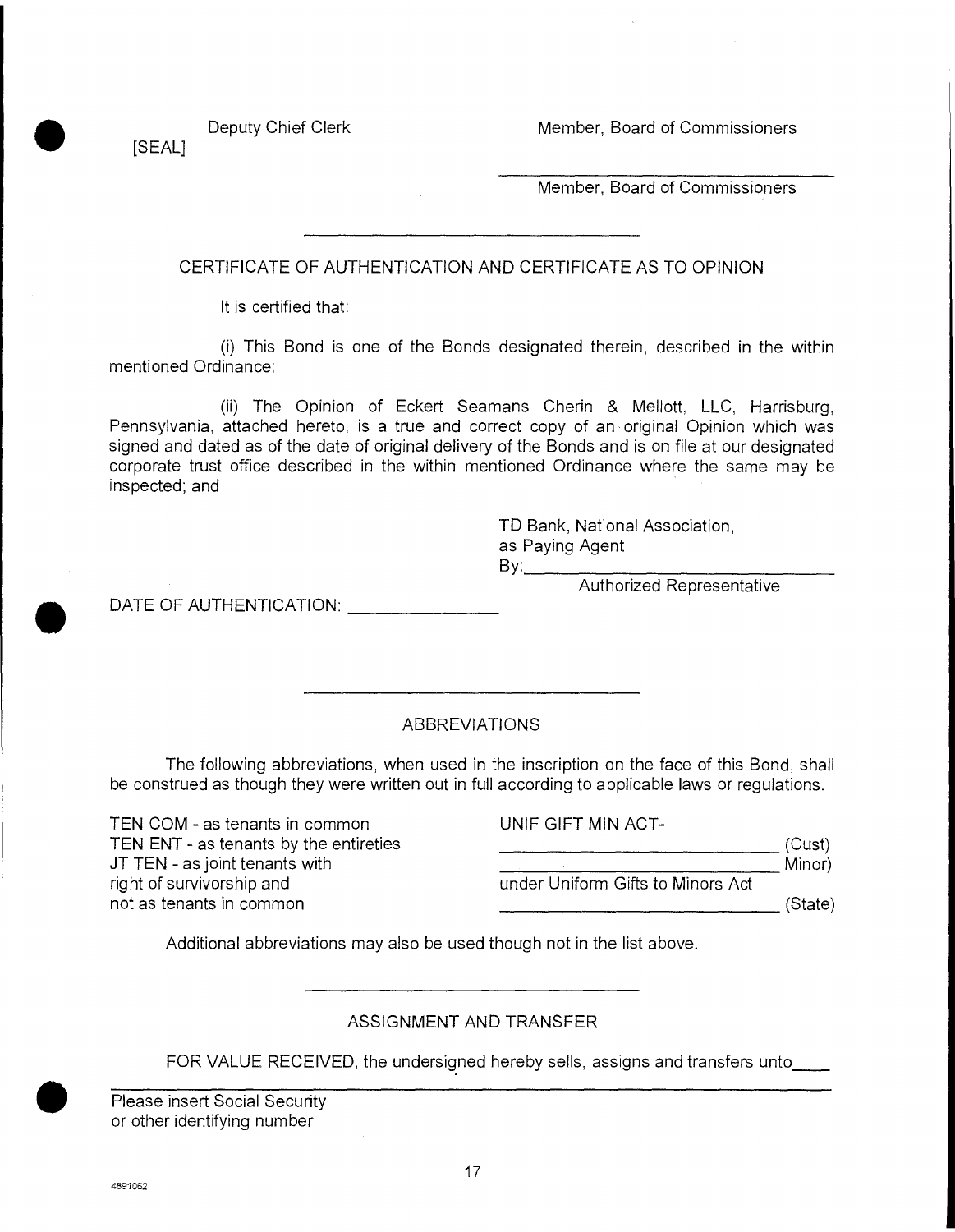Deputy Chief Clerk

[SEAL]

Member, Board of Commissioners

_______________________________
Member, Board of Commissioners

---

CERTIFICATE OF AUTHENTICATION AND CERTIFICATE AS TO OPINION

It is certified that:

(i) This Bond is one of the Bonds designated therein, described in the within mentioned Ordinance;

(ii) The Opinion of Eckert Seamans Cherin & Mellott, LLC, Harrisburg, Pennsylvania, attached hereto, is a true and correct copy of an original Opinion which was signed and dated as of the date of original delivery of the Bonds and is on file at our designated corporate trust office described in the within mentioned Ordinance where the same may be inspected; and

TD Bank, National Association,
as Paying Agent
By:_______________________________
Authorized Representative

DATE OF AUTHENTICATION: _______________

---

ABBREVIATIONS

The following abbreviations, when used in the inscription on the face of this Bond, shall be construed as though they were written out in full according to applicable laws or regulations.

TEN COM - as tenants in common
TEN ENT - as tenants by the entireties
JT TEN - as joint tenants with right of survivorship and not as tenants in common

UNIF GIFT MIN ACT-
_______________________________ (Cust)
_______________________________ Minor)
under Uniform Gifts to Minors Act
_______________________________ (State)

Additional abbreviations may also be used though not in the list above.

---

ASSIGNMENT AND TRANSFER

FOR VALUE RECEIVED, the undersigned hereby sells, assigns and transfers unto____

Please insert Social Security
or other identifying number

4891062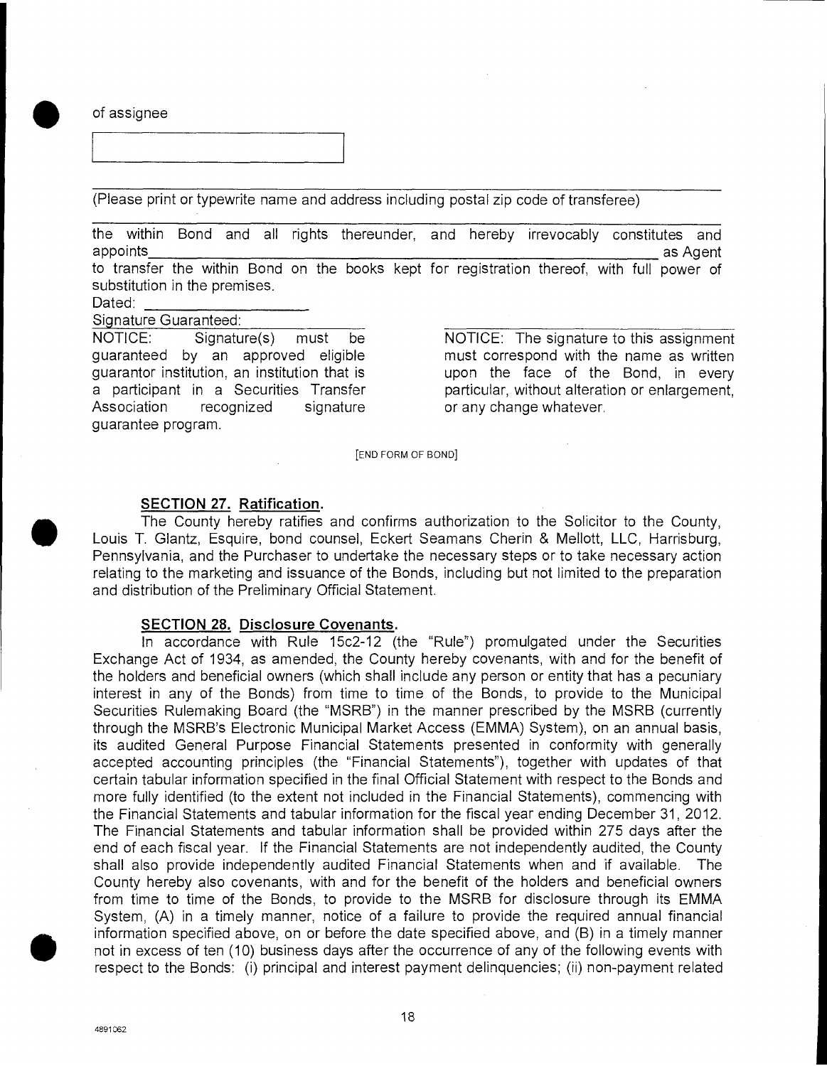of assignee

(Please print or typewrite name and address including postal zip code of transferee)

the within Bond and all rights thereunder, and hereby irrevocably constitutes and appoints_______________________________________________ as Agent to transfer the within Bond on the books kept for registration thereof, with full power of substitution in the premises.

Dated: ____________________

Signature Guaranteed:

NOTICE: Signature(s) must be guaranteed by an approved eligible guarantor institution, an institution that is a participant in a Securities Transfer Association recognized signature guarantee program.

NOTICE: The signature to this assignment must correspond with the name as written upon the face of the Bond, in every particular, without alteration or enlargement, or any change whatever.

[END FORM OF BOND]

**SECTION 27. Ratification.**

The County hereby ratifies and confirms authorization to the Solicitor to the County, Louis T. Glantz, Esquire, bond counsel, Eckert Seamans Cherin & Mellott, LLC, Harrisburg, Pennsylvania, and the Purchaser to undertake the necessary steps or to take necessary action relating to the marketing and issuance of the Bonds, including but not limited to the preparation and distribution of the Preliminary Official Statement.

**SECTION 28. Disclosure Covenants.**

In accordance with Rule 15c2-12 (the "Rule") promulgated under the Securities Exchange Act of 1934, as amended, the County hereby covenants, with and for the benefit of the holders and beneficial owners (which shall include any person or entity that has a pecuniary interest in any of the Bonds) from time to time of the Bonds, to provide to the Municipal Securities Rulemaking Board (the "MSRB") in the manner prescribed by the MSRB (currently through the MSRB's Electronic Municipal Market Access (EMMA) System), on an annual basis, its audited General Purpose Financial Statements presented in conformity with generally accepted accounting principles (the "Financial Statements"), together with updates of that certain tabular information specified in the final Official Statement with respect to the Bonds and more fully identified (to the extent not included in the Financial Statements), commencing with the Financial Statements and tabular information for the fiscal year ending December 31, 2012. The Financial Statements and tabular information shall be provided within 275 days after the end of each fiscal year. If the Financial Statements are not independently audited, the County shall also provide independently audited Financial Statements when and if available. The County hereby also covenants, with and for the benefit of the holders and beneficial owners from time to time of the Bonds, to provide to the MSRB for disclosure through its EMMA System, (A) in a timely manner, notice of a failure to provide the required annual financial information specified above, on or before the date specified above, and (B) in a timely manner not in excess of ten (10) business days after the occurrence of any of the following events with respect to the Bonds: (i) principal and interest payment delinquencies; (ii) non-payment related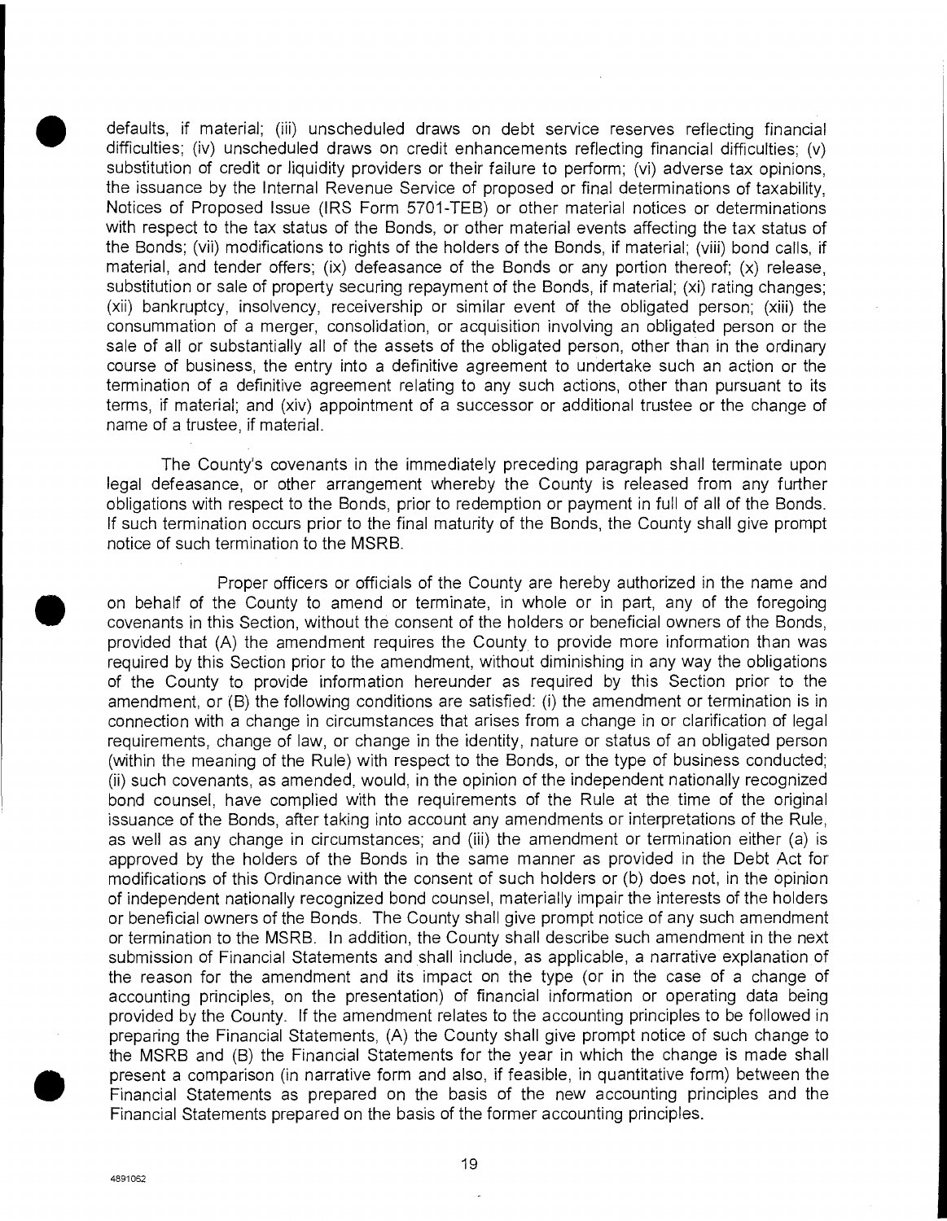defaults, if material; (iii) unscheduled draws on debt service reserves reflecting financial difficulties; (iv) unscheduled draws on credit enhancements reflecting financial difficulties; (v) substitution of credit or liquidity providers or their failure to perform; (vi) adverse tax opinions, the issuance by the Internal Revenue Service of proposed or final determinations of taxability, Notices of Proposed Issue (IRS Form 5701-TEB) or other material notices or determinations with respect to the tax status of the Bonds, or other material events affecting the tax status of the Bonds; (vii) modifications to rights of the holders of the Bonds, if material; (viii) bond calls, if material, and tender offers; (ix) defeasance of the Bonds or any portion thereof; (x) release, substitution or sale of property securing repayment of the Bonds, if material; (xi) rating changes; (xii) bankruptcy, insolvency, receivership or similar event of the obligated person; (xiii) the consummation of a merger, consolidation, or acquisition involving an obligated person or the sale of all or substantially all of the assets of the obligated person, other than in the ordinary course of business, the entry into a definitive agreement to undertake such an action or the termination of a definitive agreement relating to any such actions, other than pursuant to its terms, if material; and (xiv) appointment of a successor or additional trustee or the change of name of a trustee, if material.

The County's covenants in the immediately preceding paragraph shall terminate upon legal defeasance, or other arrangement whereby the County is released from any further obligations with respect to the Bonds, prior to redemption or payment in full of all of the Bonds. If such termination occurs prior to the final maturity of the Bonds, the County shall give prompt notice of such termination to the MSRB.

Proper officers or officials of the County are hereby authorized in the name and on behalf of the County to amend or terminate, in whole or in part, any of the foregoing covenants in this Section, without the consent of the holders or beneficial owners of the Bonds, provided that (A) the amendment requires the County to provide more information than was required by this Section prior to the amendment, without diminishing in any way the obligations of the County to provide information hereunder as required by this Section prior to the amendment, or (B) the following conditions are satisfied: (i) the amendment or termination is in connection with a change in circumstances that arises from a change in or clarification of legal requirements, change of law, or change in the identity, nature or status of an obligated person (within the meaning of the Rule) with respect to the Bonds, or the type of business conducted; (ii) such covenants, as amended, would, in the opinion of the independent nationally recognized bond counsel, have complied with the requirements of the Rule at the time of the original issuance of the Bonds, after taking into account any amendments or interpretations of the Rule, as well as any change in circumstances; and (iii) the amendment or termination either (a) is approved by the holders of the Bonds in the same manner as provided in the Debt Act for modifications of this Ordinance with the consent of such holders or (b) does not, in the opinion of independent nationally recognized bond counsel, materially impair the interests of the holders or beneficial owners of the Bonds. The County shall give prompt notice of any such amendment or termination to the MSRB. In addition, the County shall describe such amendment in the next submission of Financial Statements and shall include, as applicable, a narrative explanation of the reason for the amendment and its impact on the type (or in the case of a change of accounting principles, on the presentation) of financial information or operating data being provided by the County. If the amendment relates to the accounting principles to be followed in preparing the Financial Statements, (A) the County shall give prompt notice of such change to the MSRB and (B) the Financial Statements for the year in which the change is made shall present a comparison (in narrative form and also, if feasible, in quantitative form) between the Financial Statements as prepared on the basis of the new accounting principles and the Financial Statements prepared on the basis of the former accounting principles.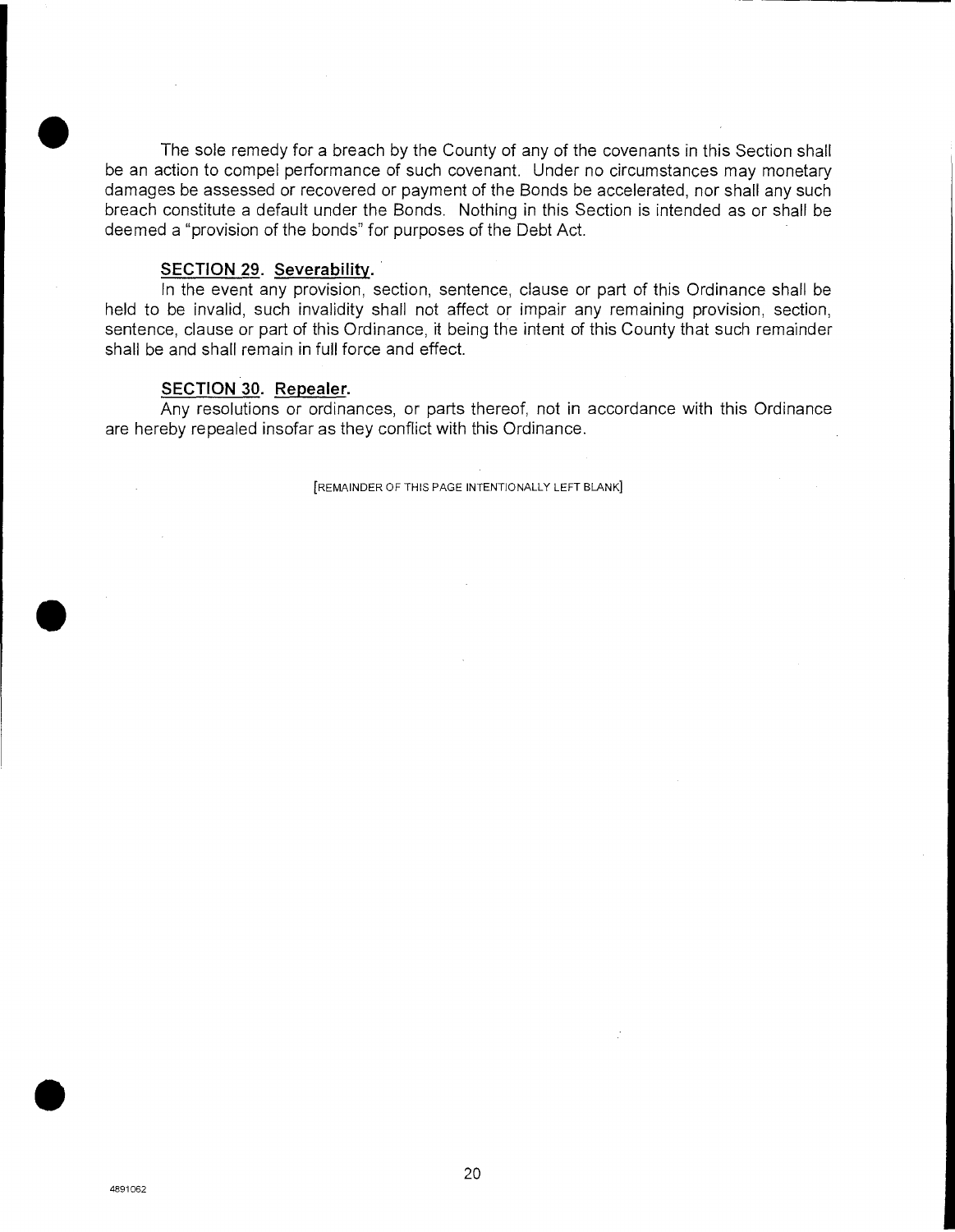The sole remedy for a breach by the County of any of the covenants in this Section shall be an action to compel performance of such covenant. Under no circumstances may monetary damages be assessed or recovered or payment of the Bonds be accelerated, nor shall any such breach constitute a default under the Bonds. Nothing in this Section is intended as or shall be deemed a "provision of the bonds" for purposes of the Debt Act.

**SECTION 29. Severability.**

In the event any provision, section, sentence, clause or part of this Ordinance shall be held to be invalid, such invalidity shall not affect or impair any remaining provision, section, sentence, clause or part of this Ordinance, it being the intent of this County that such remainder shall be and shall remain in full force and effect.

**SECTION 30. Repealer.**

Any resolutions or ordinances, or parts thereof, not in accordance with this Ordinance are hereby repealed insofar as they conflict with this Ordinance.

[REMAINDER OF THIS PAGE INTENTIONALLY LEFT BLANK]

4891062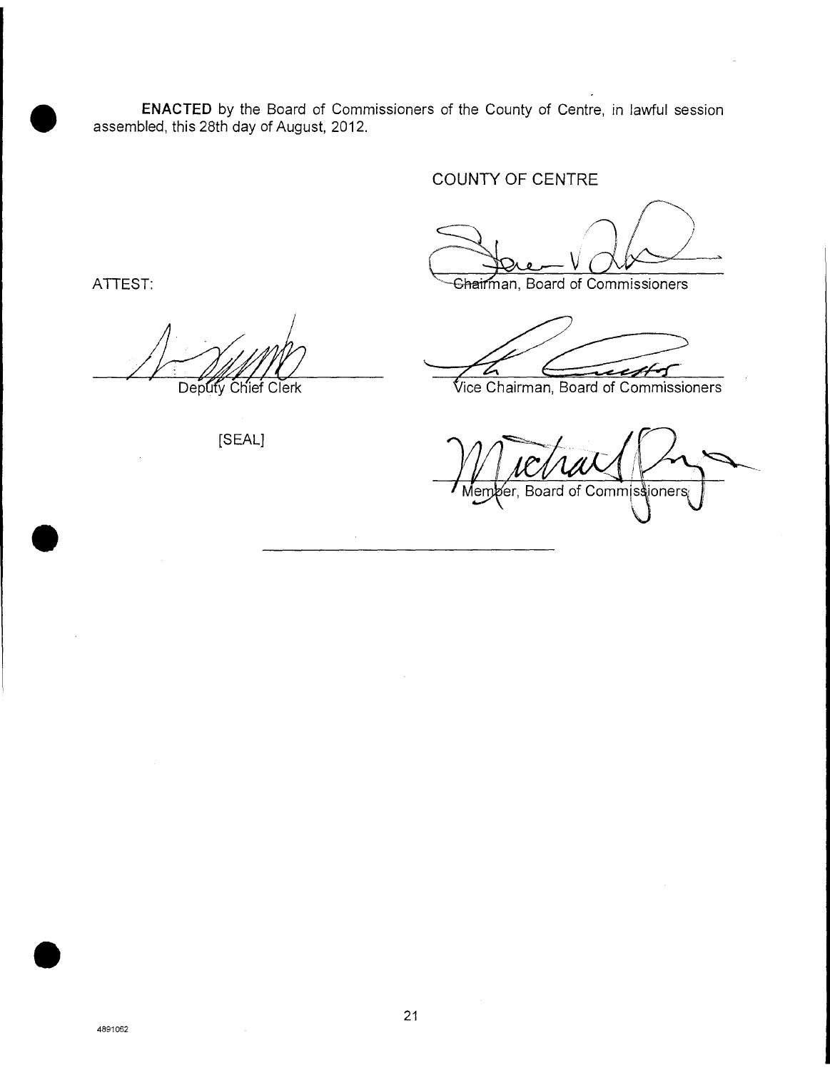**ENACTED** by the Board of Commissioners of the County of Centre, in lawful session assembled, this 28th day of August, 2012.

COUNTY OF CENTRE

ATTEST:

Chairman, Board of Commissioners

Deputy Chief Clerk

Vice Chairman, Board of Commissioners

[SEAL]

Member, Board of Commissioners

4891062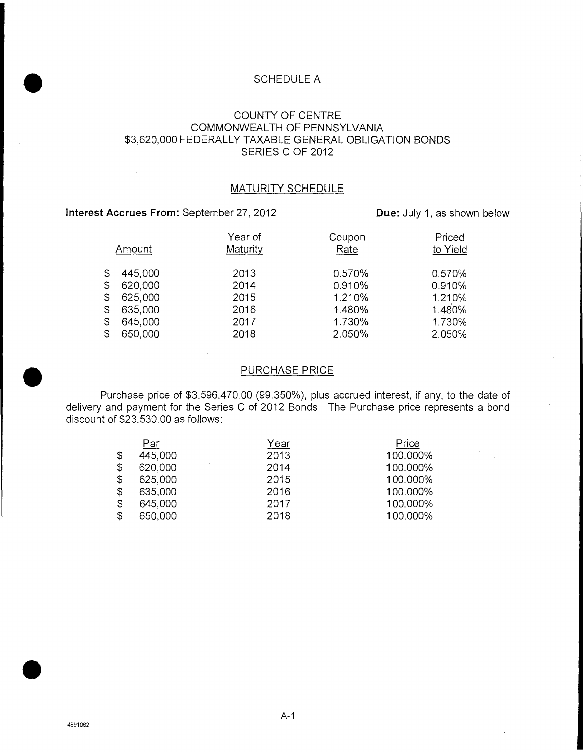# SCHEDULE A

## COUNTY OF CENTRE
## COMMONWEALTH OF PENNSYLVANIA
## $3,620,000 FEDERALLY TAXABLE GENERAL OBLIGATION BONDS
## SERIES C OF 2012

### MATURITY SCHEDULE

**Interest Accrues From:** September 27, 2012 **Due:** July 1, as shown below

| Amount | Year of Maturity | Coupon Rate | Priced to Yield |
|---|---|---|---|
| $ 445,000 | 2013 | 0.570% | 0.570% |
| $ 620,000 | 2014 | 0.910% | 0.910% |
| $ 625,000 | 2015 | 1.210% | 1.210% |
| $ 635,000 | 2016 | 1.480% | 1.480% |
| $ 645,000 | 2017 | 1.730% | 1.730% |
| $ 650,000 | 2018 | 2.050% | 2.050% |

### PURCHASE PRICE

Purchase price of $3,596,470.00 (99.350%), plus accrued interest, if any, to the date of delivery and payment for the Series C of 2012 Bonds. The Purchase price represents a bond discount of $23,530.00 as follows:

| Par | Year | Price |
|---|---|---|
| $ 445,000 | 2013 | 100.000% |
| $ 620,000 | 2014 | 100.000% |
| $ 625,000 | 2015 | 100.000% |
| $ 635,000 | 2016 | 100.000% |
| $ 645,000 | 2017 | 100.000% |
| $ 650,000 | 2018 | 100.000% |

4891062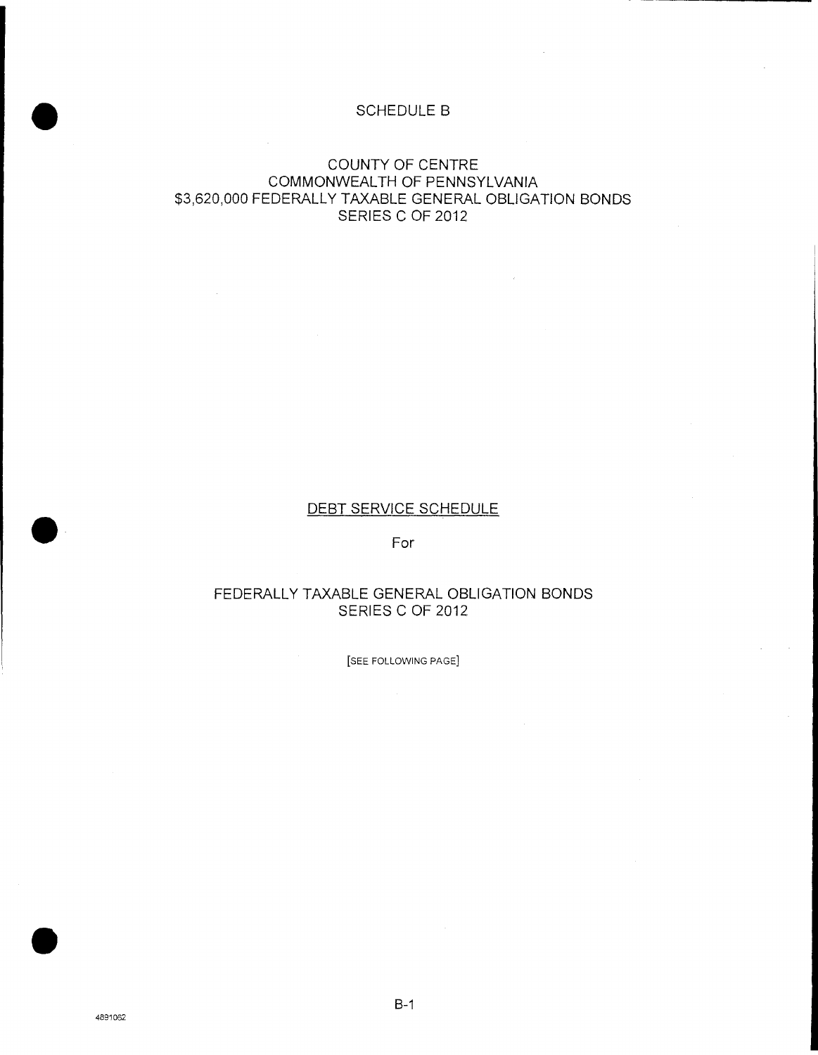# SCHEDULE B

## COUNTY OF CENTRE
## COMMONWEALTH OF PENNSYLVANIA
## $3,620,000 FEDERALLY TAXABLE GENERAL OBLIGATION BONDS
## SERIES C OF 2012

<u>DEBT SERVICE SCHEDULE</u>

For

FEDERALLY TAXABLE GENERAL OBLIGATION BONDS
SERIES C OF 2012

[SEE FOLLOWING PAGE]

4891062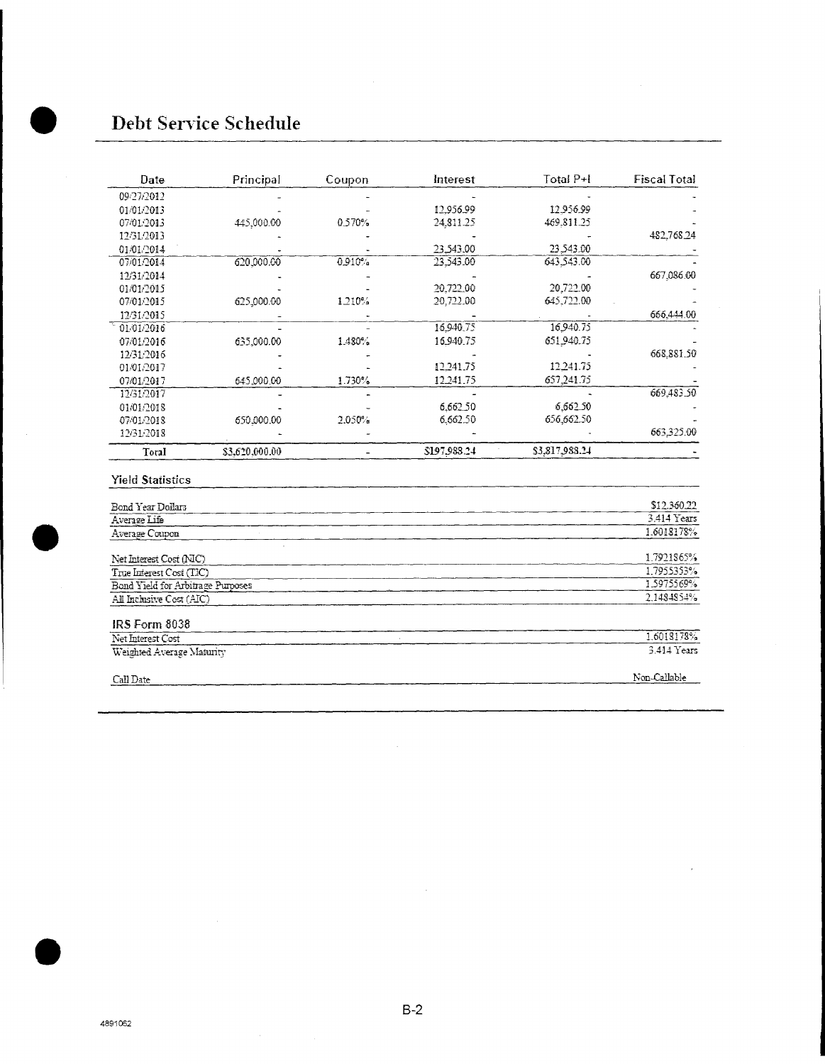# Debt Service Schedule

| Date | Principal | Coupon | Interest | Total P+I | Fiscal Total |
|---|---|---|---|---|---|
| 09/27/2012 | - | - | - | - | - |
| 01/01/2013 | - | - | 12,956.99 | 12,956.99 | - |
| 07/01/2013 | 445,000.00 | 0.570% | 24,811.25 | 469,811.25 | - |
| 12/31/2013 | - | - | - | - | 482,768.24 |
| 01/01/2014 | - | - | 23,543.00 | 23,543.00 | - |
| 07/01/2014 | 620,000.00 | 0.910% | 23,543.00 | 643,543.00 | - |
| 12/31/2014 | - | - | - | - | 667,086.00 |
| 01/01/2015 | - | - | 20,722.00 | 20,722.00 | - |
| 07/01/2015 | 625,000.00 | 1.210% | 20,722.00 | 645,722.00 | - |
| 12/31/2015 | - | - | - | - | 666,444.00 |
| 01/01/2016 | - | - | 16,940.75 | 16,940.75 | - |
| 07/01/2016 | 635,000.00 | 1.480% | 16,940.75 | 651,940.75 | - |
| 12/31/2016 | - | - | - | - | 668,881.50 |
| 01/01/2017 | - | - | 12,241.75 | 12,241.75 | - |
| 07/01/2017 | 645,000.00 | 1.730% | 12,241.75 | 657,241.75 | - |
| 12/31/2017 | - | - | - | - | 669,483.50 |
| 01/01/2018 | - | - | 6,662.50 | 6,662.50 | - |
| 07/01/2018 | 650,000.00 | 2.050% | 6,662.50 | 656,662.50 | - |
| 12/31/2018 | - | - | - | - | 663,325.00 |
| **Total** | **$3,620,000.00** | **-** | **$197,988.24** | **$3,817,988.24** | **-** |

## Yield Statistics

| | |
|---|---|
| Bond Year Dollars | $12,360.22 |
| Average Life | 3.414 Years |
| Average Coupon | 1.6018178% |
| | |
| Net Interest Cost (NIC) | 1.7921865% |
| True Interest Cost (TIC) | 1.7955353% |
| Bond Yield for Arbitrage Purposes | 1.5975569% |
| All Inclusive Cost (AIC) | 2.1484854% |

## IRS Form 8038

| | |
|---|---|
| Net Interest Cost | 1.6018178% |
| Weighted Average Maturity | 3.414 Years |
| | |
| Call Date | Non-Callable |

4891062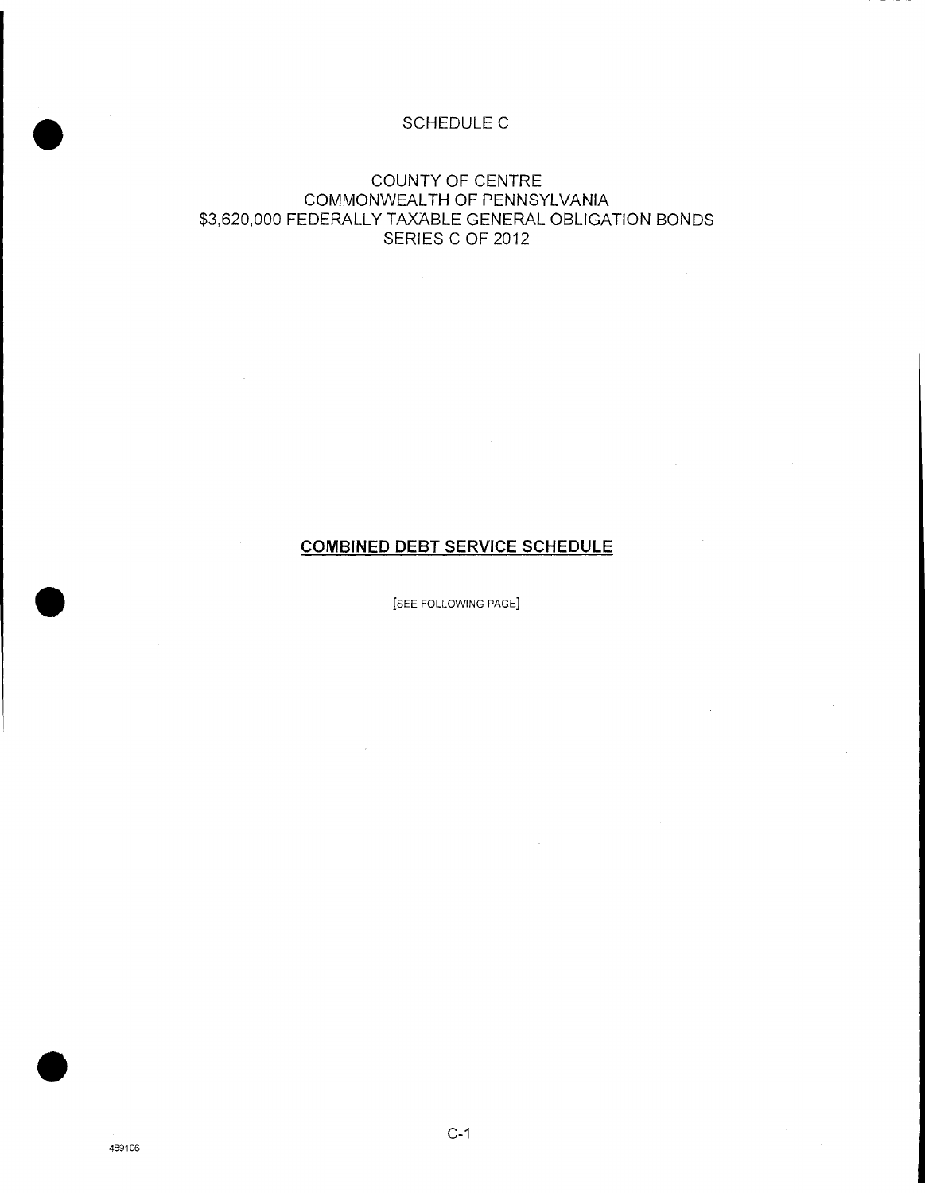# SCHEDULE C

## COUNTY OF CENTRE
## COMMONWEALTH OF PENNSYLVANIA
## $3,620,000 FEDERALLY TAXABLE GENERAL OBLIGATION BONDS
## SERIES C OF 2012

## COMBINED DEBT SERVICE SCHEDULE

[SEE FOLLOWING PAGE]

489106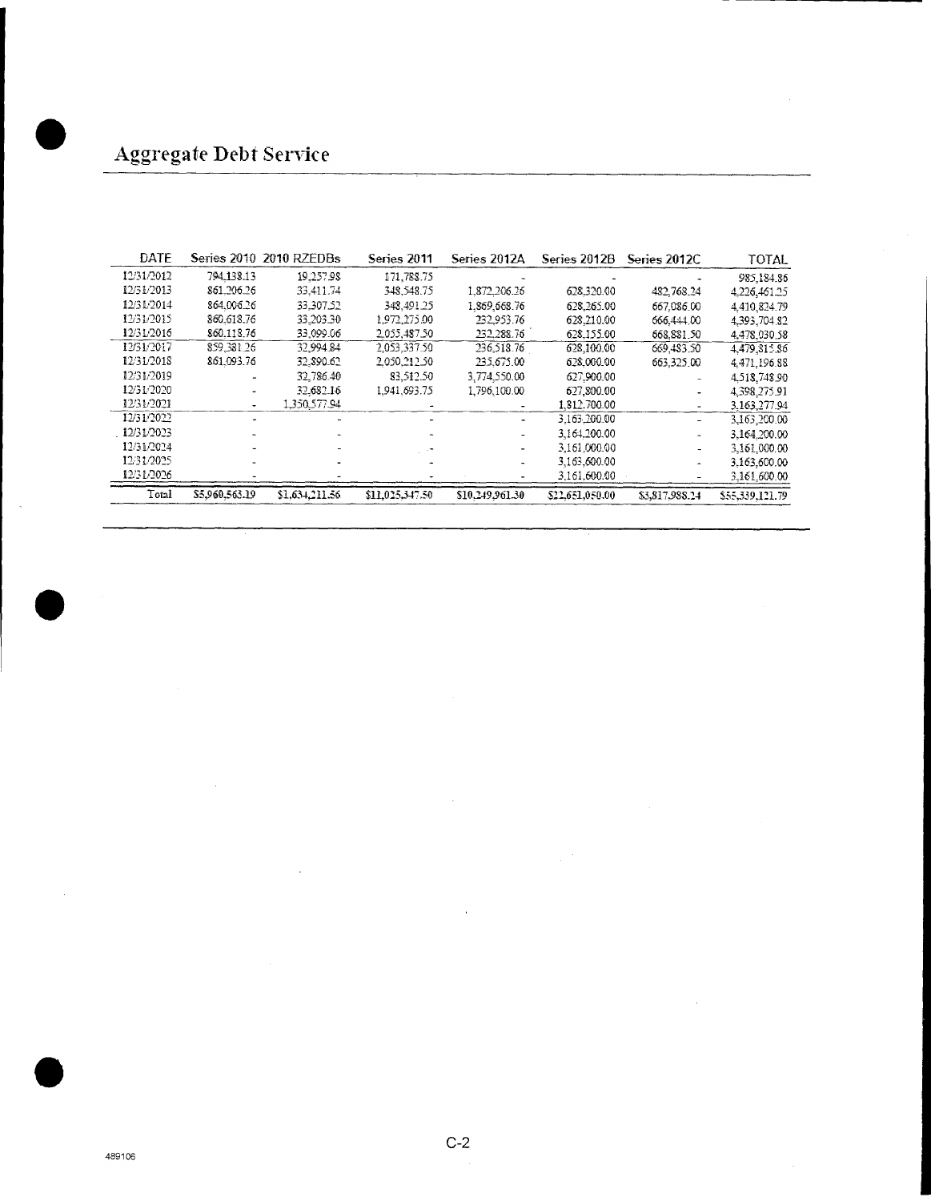# Aggregate Debt Service

| DATE | Series 2010 | 2010 RZEDBs | Series 2011 | Series 2012A | Series 2012B | Series 2012C | TOTAL |
|---|---|---|---|---|---|---|---|
| 12/31/2012 | 794,138.13 | 19,257.98 | 171,788.75 | - | - | - | 985,184.86 |
| 12/31/2013 | 861,206.26 | 33,411.74 | 348,548.75 | 1,872,206.26 | 628,320.00 | 482,768.24 | 4,226,461.25 |
| 12/31/2014 | 864,006.26 | 33,307.52 | 348,491.25 | 1,869,668.76 | 628,265.00 | 667,086.00 | 4,410,824.79 |
| 12/31/2015 | 860,618.76 | 33,203.30 | 1,972,275.00 | 232,953.76 | 628,210.00 | 666,444.00 | 4,393,704.82 |
| 12/31/2016 | 860,118.76 | 33,099.06 | 2,055,487.50 | 232,288.76 | 628,155.00 | 668,881.50 | 4,478,030.58 |
| 12/31/2017 | 859,381.26 | 32,994.84 | 2,053,337.50 | 236,518.76 | 628,100.00 | 669,483.50 | 4,479,815.86 |
| 12/31/2018 | 861,093.76 | 32,890.62 | 2,050,212.50 | 235,675.00 | 628,000.00 | 663,325.00 | 4,471,196.88 |
| 12/31/2019 | - | 32,786.40 | 83,512.50 | 3,774,550.00 | 627,900.00 | - | 4,518,748.90 |
| 12/31/2020 | - | 32,682.16 | 1,941,693.75 | 1,796,100.00 | 627,800.00 | - | 4,398,275.91 |
| 12/31/2021 | - | 1,350,577.94 | - | - | 1,812,700.00 | - | 3,163,277.94 |
| 12/31/2022 | - | - | - | - | 3,163,200.00 | - | 3,163,200.00 |
| 12/31/2023 | - | - | - | - | 3,164,200.00 | - | 3,164,200.00 |
| 12/31/2024 | - | - | - | - | 3,161,000.00 | - | 3,161,000.00 |
| 12/31/2025 | - | - | - | - | 3,163,600.00 | - | 3,163,600.00 |
| 12/31/2026 | - | - | - | - | 3,161,600.00 | - | 3,161,600.00 |
| Total | $5,960,563.19 | $1,634,211.56 | $11,025,347.50 | $10,249,961.30 | $22,651,050.00 | $3,817,988.24 | $55,339,121.79 |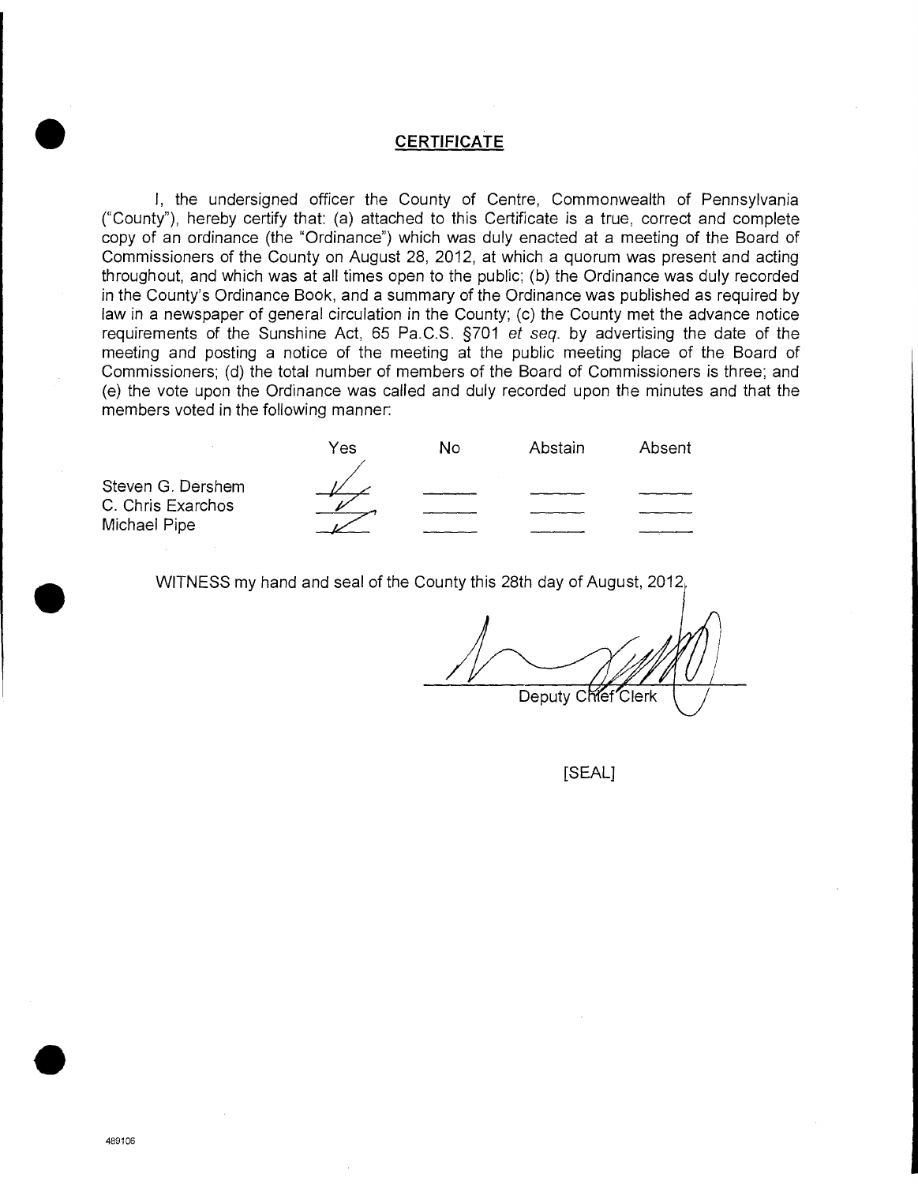## CERTIFICATE

I, the undersigned officer the County of Centre, Commonwealth of Pennsylvania ("County"), hereby certify that: (a) attached to this Certificate is a true, correct and complete copy of an ordinance (the "Ordinance") which was duly enacted at a meeting of the Board of Commissioners of the County on August 28, 2012, at which a quorum was present and acting throughout, and which was at all times open to the public; (b) the Ordinance was duly recorded in the County's Ordinance Book, and a summary of the Ordinance was published as required by law in a newspaper of general circulation in the County; (c) the County met the advance notice requirements of the Sunshine Act, 65 Pa.C.S. §701 *et seq.* by advertising the date of the meeting and posting a notice of the meeting at the public meeting place of the Board of Commissioners; (d) the total number of members of the Board of Commissioners is three; and (e) the vote upon the Ordinance was called and duly recorded upon the minutes and that the members voted in the following manner:

| | Yes | No | Abstain | Absent |
|---|---|---|---|---|
| Steven G. Dershem | ✓ | | | |
| C. Chris Exarchos | ✓ | | | |
| Michael Pipe | ✓ | | | |

WITNESS my hand and seal of the County this 28th day of August, 2012.

Deputy Chief Clerk

[SEAL]

489106